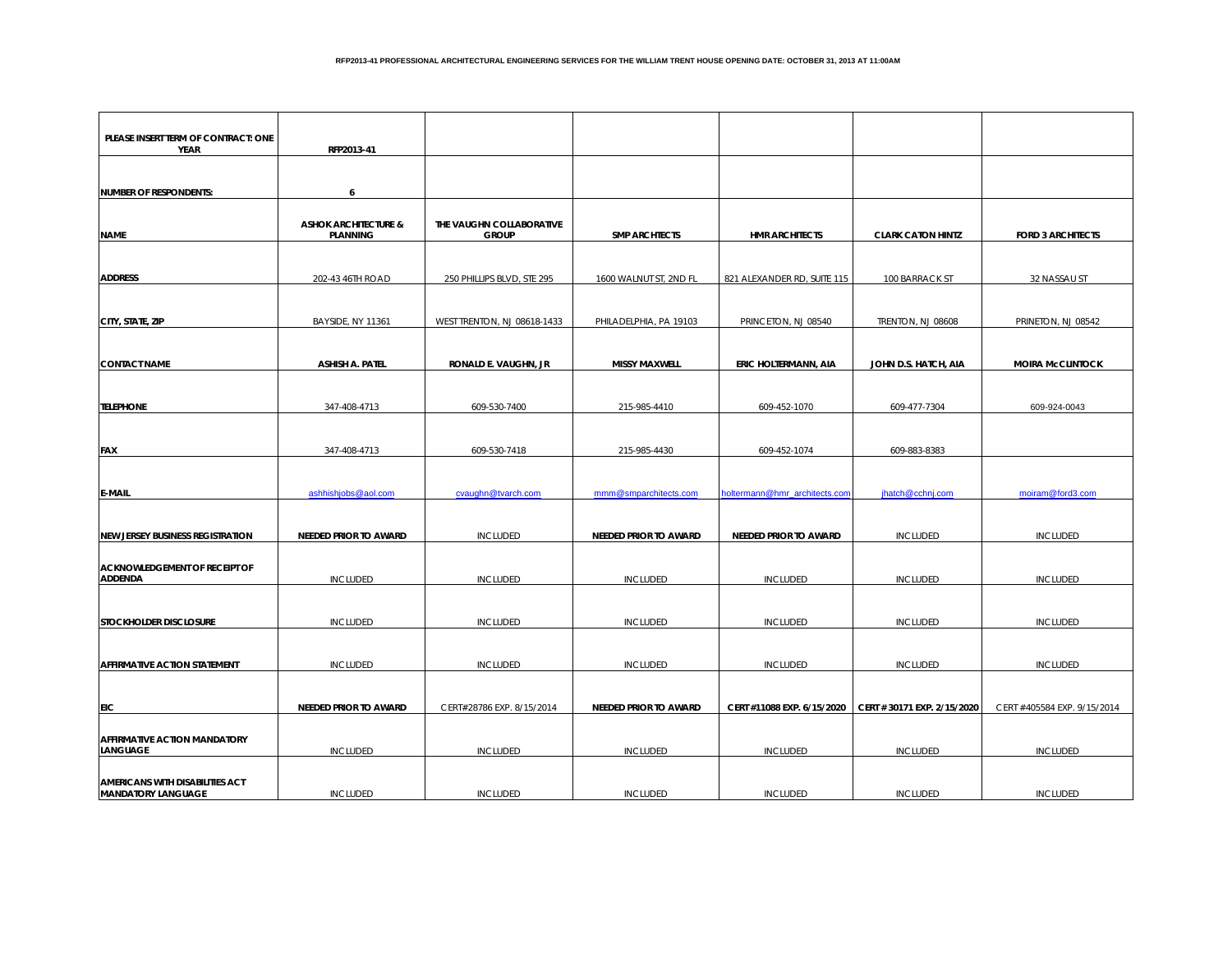**RFP2013-41 PROFESSIONAL ARCHITECTURAL ENGINEERING SERVICES FOR THE WILLIAM TRENT HOUSE OPENING DATE: OCTOBER 31, 2013 AT 11:00AM**

| PLEASE INSERT TERM OF CONTRACT: ONE YEAR | RFP2013-41 | | | | | |
|---|---|---|---|---|---|---|
| NUMBER OF RESPONDENTS: | 6 | | | | | |
| NAME | ASHOK ARCHITECTURE & PLANNING | THE VAUGHN COLLABORATIVE GROUP | SMP ARCHTECTS | HMR ARCHITECTS | CLARK CATON HINTZ | FORD 3 ARCHITECTS |
| ADDRESS | 202-43 46TH ROAD | 250 PHILLIPS BLVD, STE 295 | 1600 WALNUT ST, 2ND FL | 821 ALEXANDER RD, SUITE 115 | 100 BARRACK ST | 32 NASSAU ST |
| CITY, STATE, ZIP | BAYSIDE, NY 11361 | WEST TRENTON, NJ 08618-1433 | PHILADELPHIA, PA 19103 | PRINCETON, NJ 08540 | TRENTON, NJ 08608 | PRINETON, NJ 08542 |
| CONTACT NAME | ASHISH A. PATEL | RONALD E. VAUGHN, JR | MISSY MAXWELL | ERIC HOLTERMANN, AIA | JOHN D.S. HATCH, AIA | MOIRA McCLINTOCK |
| TELEPHONE | 347-408-4713 | 609-530-7400 | 215-985-4410 | 609-452-1070 | 609-477-7304 | 609-924-0043 |
| FAX | 347-408-4713 | 609-530-7418 | 215-985-4430 | 609-452-1074 | 609-883-8383 | |
| E-MAIL | ashhishjobs@aol.com | cvaughn@tvarch.com | mmm@smparchitects.com | holtermann@hmr_architects.com | jhatch@cchnj.com | moiram@ford3.com |
| NEW JERSEY BUSINESS REGISTRATION | NEEDED PRIOR TO AWARD | INCLUDED | NEEDED PRIOR TO AWARD | NEEDED PRIOR TO AWARD | INCLUDED | INCLUDED |
| ACKNOWLEDGEMENT OF RECEIPT OF ADDENDA | INCLUDED | INCLUDED | INCLUDED | INCLUDED | INCLUDED | INCLUDED |
| STOCKHOLDER DISCLOSURE | INCLUDED | INCLUDED | INCLUDED | INCLUDED | INCLUDED | INCLUDED |
| AFFIRMATIVE ACTION STATEMENT | INCLUDED | INCLUDED | INCLUDED | INCLUDED | INCLUDED | INCLUDED |
| EIC | NEEDED PRIOR TO AWARD | CERT#28786 EXP. 8/15/2014 | NEEDED PRIOR TO AWARD | CERT#11088 EXP. 6/15/2020 | CERT # 30171 EXP. 2/15/2020 | CERT #405584 EXP. 9/15/2014 |
| AFFIRMATIVE ACTION MANDATORY LANGUAGE | INCLUDED | INCLUDED | INCLUDED | INCLUDED | INCLUDED | INCLUDED |
| AMERICANS WITH DISABILITIES ACT MANDATORY LANGUAGE | INCLUDED | INCLUDED | INCLUDED | INCLUDED | INCLUDED | INCLUDED |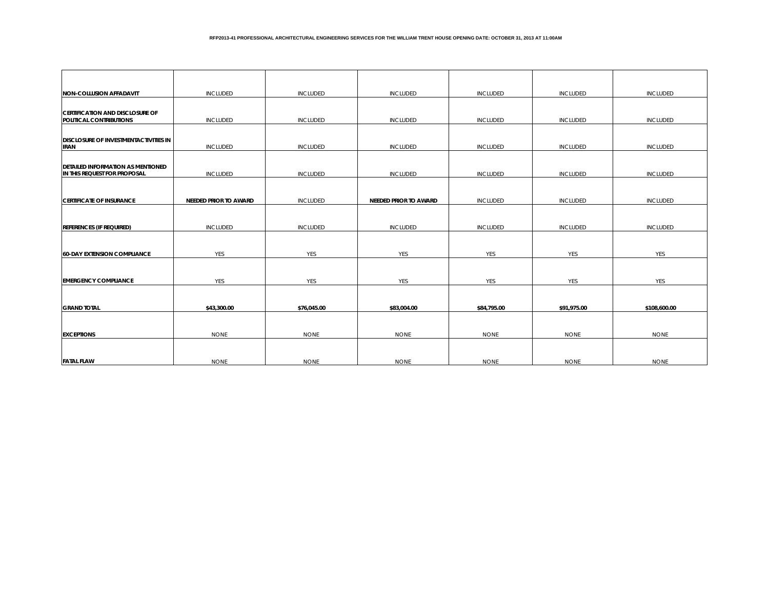RFP2013-41 PROFESSIONAL ARCHITECTURAL ENGINEERING SERVICES FOR THE WILLIAM TRENT HOUSE OPENING DATE: OCTOBER 31, 2013 AT 11:00AM

| | | | | | | |
|---|---|---|---|---|---|---|
| **NON-COLLUSION AFFADAVIT** | INCLUDED | INCLUDED | INCLUDED | INCLUDED | INCLUDED | INCLUDED |
| **CERTIFICATION AND DISCLOSURE OF POLITICAL CONTRIBUTIONS** | INCLUDED | INCLUDED | INCLUDED | INCLUDED | INCLUDED | INCLUDED |
| **DISCLOSURE OF INVESTMENTACTIVITIES IN IRAN** | INCLUDED | INCLUDED | INCLUDED | INCLUDED | INCLUDED | INCLUDED |
| **DETAILED INFORMATION AS MENTIONED IN THIS REQUEST FOR PROPOSAL** | INCLUDED | INCLUDED | INCLUDED | INCLUDED | INCLUDED | INCLUDED |
| **CERTIFICATE OF INSURANCE** | **NEEDED PRIOR TO AWARD** | INCLUDED | **NEEDED PRIOR TO AWARD** | INCLUDED | INCLUDED | INCLUDED |
| **REFERENCES (IF REQUIRED)** | INCLUDED | INCLUDED | INCLUDED | INCLUDED | INCLUDED | INCLUDED |
| **60-DAY EXTENSION COMPLIANCE** | YES | YES | YES | YES | YES | YES |
| **EMERGENCY COMPLIANCE** | YES | YES | YES | YES | YES | YES |
| **GRAND TOTAL** | **$43,300.00** | **$76,045.00** | **$83,004.00** | **$84,795.00** | **$91,975.00** | **$108,600.00** |
| **EXCEPTIONS** | NONE | NONE | NONE | NONE | NONE | NONE |
| **FATAL FLAW** | NONE | NONE | NONE | NONE | NONE | NONE |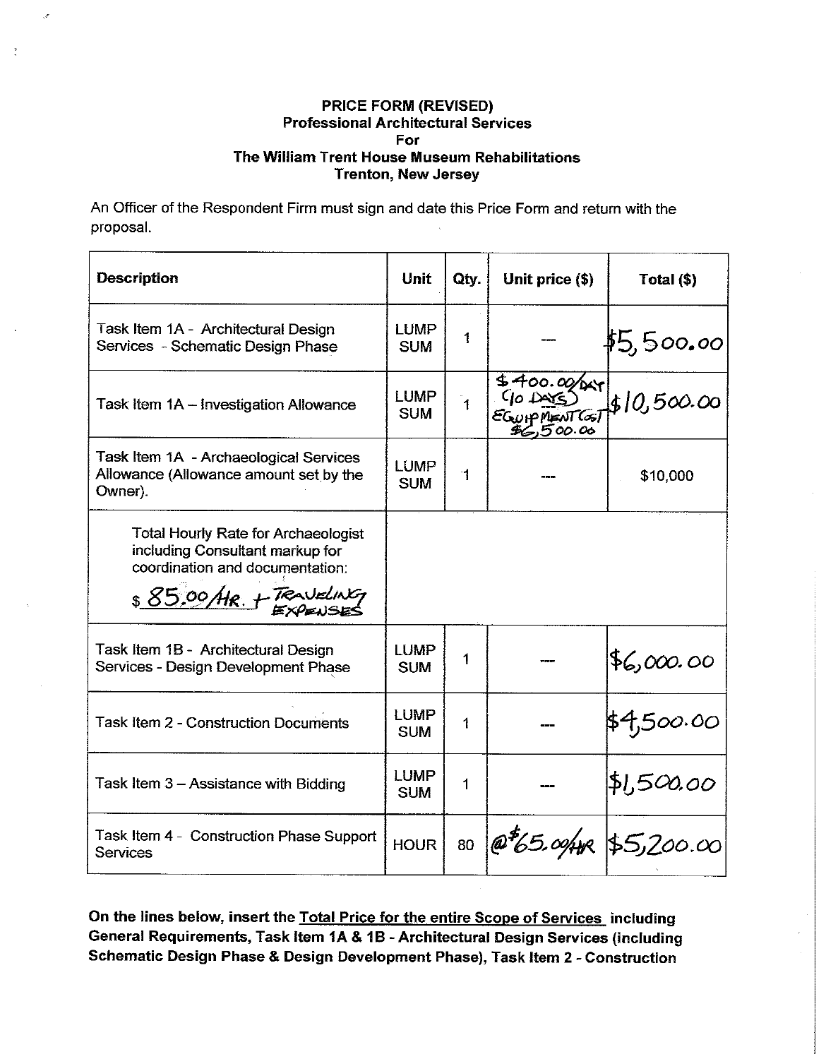**PRICE FORM (REVISED)**
**Professional Architectural Services**
**For**
**The William Trent House Museum Rehabilitations**
**Trenton, New Jersey**

An Officer of the Respondent Firm must sign and date this Price Form and return with the proposal.

| Description | Unit | Qty. | Unit price ($) | Total ($) |
| --- | --- | --- | --- | --- |
| Task Item 1A - Architectural Design Services - Schematic Design Phase | LUMP SUM | 1 | --- | $5,500.00 |
| Task Item 1A – Investigation Allowance | LUMP SUM | 1 | $400.00/DAY (10 DAYS) EQUIPMENT COST $6,500.00 | $10,500.00 |
| Task Item 1A - Archaeological Services Allowance (Allowance amount set by the Owner). | LUMP SUM | 1 | --- | $10,000 |
| Total Hourly Rate for Archaeologist including Consultant markup for coordination and documentation: $ 85.00/HR. + TRAVELING EXPENSES | | | | |
| Task Item 1B - Architectural Design Services - Design Development Phase | LUMP SUM | 1 | --- | $6,000.00 |
| Task Item 2 - Construction Documents | LUMP SUM | 1 | --- | $4,500.00 |
| Task Item 3 – Assistance with Bidding | LUMP SUM | 1 | --- | $1,500.00 |
| Task Item 4 - Construction Phase Support Services | HOUR | 80 | @$65.00/HR | $5,200.00 |

**On the lines below, insert the Total Price for the entire Scope of Services including General Requirements, Task Item 1A & 1B - Architectural Design Services (including Schematic Design Phase & Design Development Phase), Task Item 2 - Construction**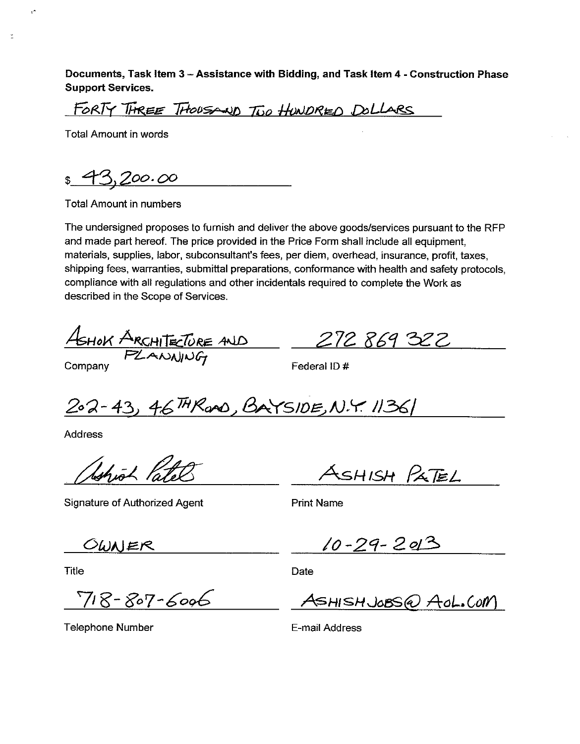**Documents, Task Item 3 – Assistance with Bidding, and Task Item 4 - Construction Phase Support Services.**

FORTY THREE THOUSAND TWO HUNDRED DOLLARS

Total Amount in words

$ 43,200.00

Total Amount in numbers

The undersigned proposes to furnish and deliver the above goods/services pursuant to the RFP and made part hereof. The price provided in the Price Form shall include all equipment, materials, supplies, labor, subconsultant's fees, per diem, overhead, insurance, profit, taxes, shipping fees, warranties, submittal preparations, conformance with health and safety protocols, compliance with all regulations and other incidentals required to complete the Work as described in the Scope of Services.

ASHOK ARCHITECTURE AND PLANNING

Company

272 869 322

Federal ID #

202-43, 46TH ROAD, BAYSIDE, N.Y. 11361

Address

Ashish Patel

Signature of Authorized Agent

ASHISH PATEL

Print Name

OWNER

Title

10-29-2013

Date

718-807-6006

Telephone Number

ASHISHJOBS@AOL.COM

E-mail Address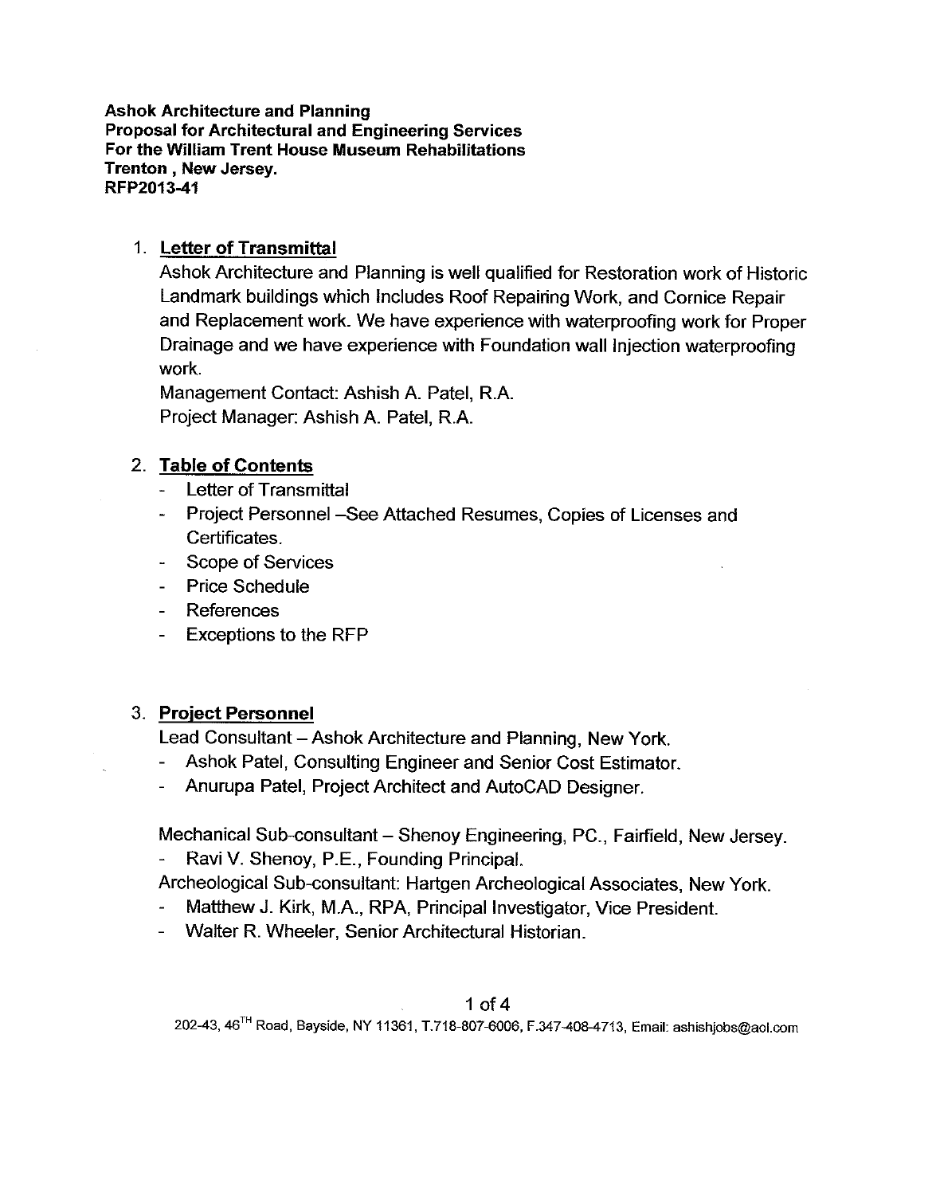**Ashok Architecture and Planning**
**Proposal for Architectural and Engineering Services**
**For the William Trent House Museum Rehabilitations**
**Trenton , New Jersey.**
**RFP2013-41**

1. **Letter of Transmittal**

   Ashok Architecture and Planning is well qualified for Restoration work of Historic Landmark buildings which Includes Roof Repairing Work, and Cornice Repair and Replacement work. We have experience with waterproofing work for Proper Drainage and we have experience with Foundation wall Injection waterproofing work.

   Management Contact: Ashish A. Patel, R.A.

   Project Manager: Ashish A. Patel, R.A.

2. **Table of Contents**
   - Letter of Transmittal
   - Project Personnel –See Attached Resumes, Copies of Licenses and Certificates.
   - Scope of Services
   - Price Schedule
   - References
   - Exceptions to the RFP

3. **Project Personnel**

   Lead Consultant – Ashok Architecture and Planning, New York.
   - Ashok Patel, Consulting Engineer and Senior Cost Estimator.
   - Anurupa Patel, Project Architect and AutoCAD Designer.

   Mechanical Sub-consultant – Shenoy Engineering, PC., Fairfield, New Jersey.
   - Ravi V. Shenoy, P.E., Founding Principal.

   Archeological Sub-consultant: Hartgen Archeological Associates, New York.
   - Matthew J. Kirk, M.A., RPA, Principal Investigator, Vice President.
   - Walter R. Wheeler, Senior Architectural Historian.

202-43, 46TH Road, Bayside, NY 11361, T.718-807-6006, F.347-408-4713, Email: ashishjobs@aol.com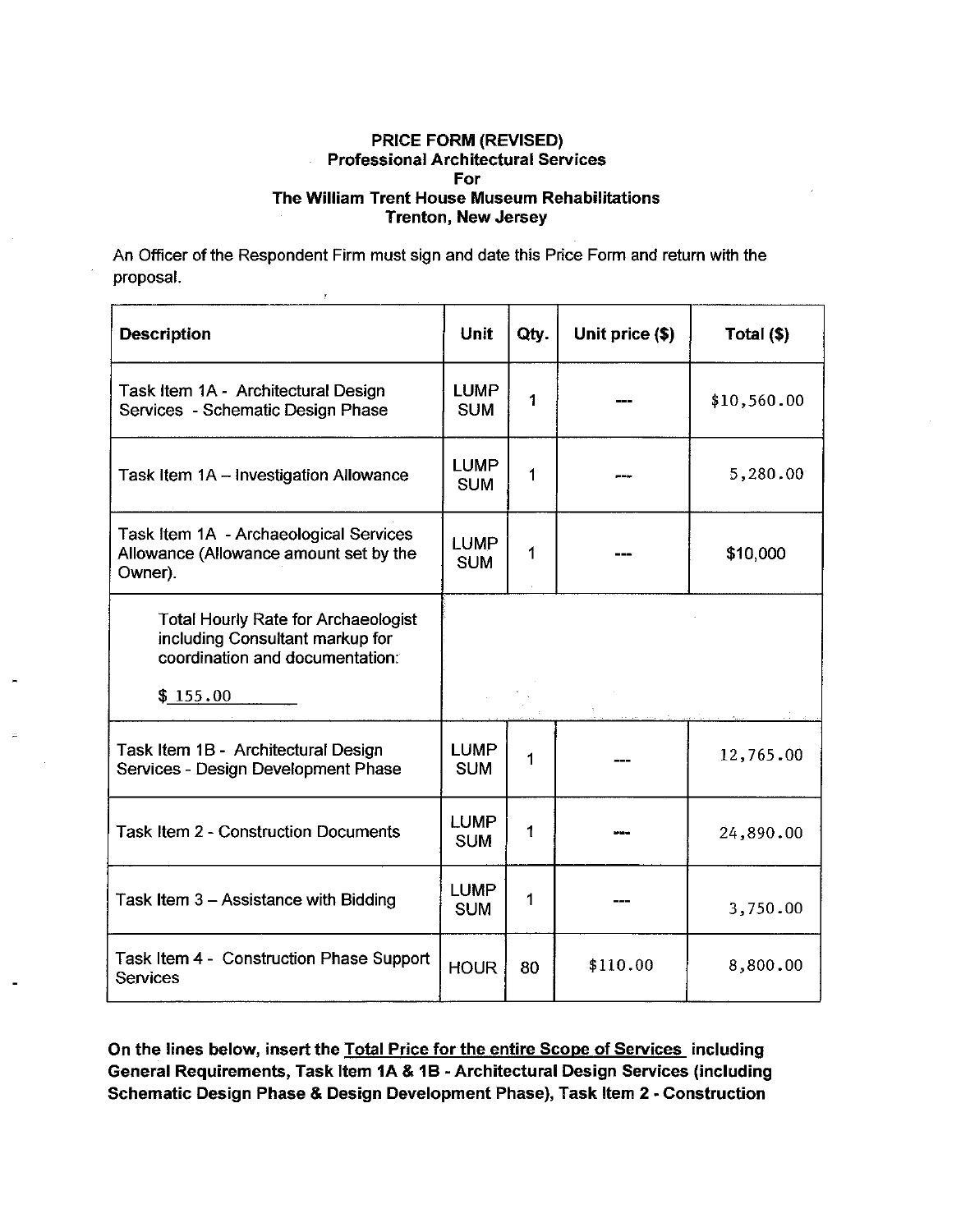**PRICE FORM (REVISED)**
**Professional Architectural Services**
**For**
**The William Trent House Museum Rehabilitations**
**Trenton, New Jersey**

An Officer of the Respondent Firm must sign and date this Price Form and return with the proposal.

| Description | Unit | Qty. | Unit price ($) | Total ($) |
|---|---|---|---|---|
| Task Item 1A - Architectural Design Services - Schematic Design Phase | LUMP SUM | 1 | --- | $10,560.00 |
| Task Item 1A – Investigation Allowance | LUMP SUM | 1 | --- | 5,280.00 |
| Task Item 1A - Archaeological Services Allowance (Allowance amount set by the Owner). | LUMP SUM | 1 | --- | $10,000 |
| Total Hourly Rate for Archaeologist including Consultant markup for coordination and documentation: $ 155.00 | | | | |
| Task Item 1B - Architectural Design Services - Design Development Phase | LUMP SUM | 1 | --- | 12,765.00 |
| Task Item 2 - Construction Documents | LUMP SUM | 1 | --- | 24,890.00 |
| Task Item 3 – Assistance with Bidding | LUMP SUM | 1 | --- | 3,750.00 |
| Task Item 4 - Construction Phase Support Services | HOUR | 80 | $110.00 | 8,800.00 |

**On the lines below, insert the Total Price for the entire Scope of Services including General Requirements, Task Item 1A & 1B - Architectural Design Services (including Schematic Design Phase & Design Development Phase), Task Item 2 - Construction**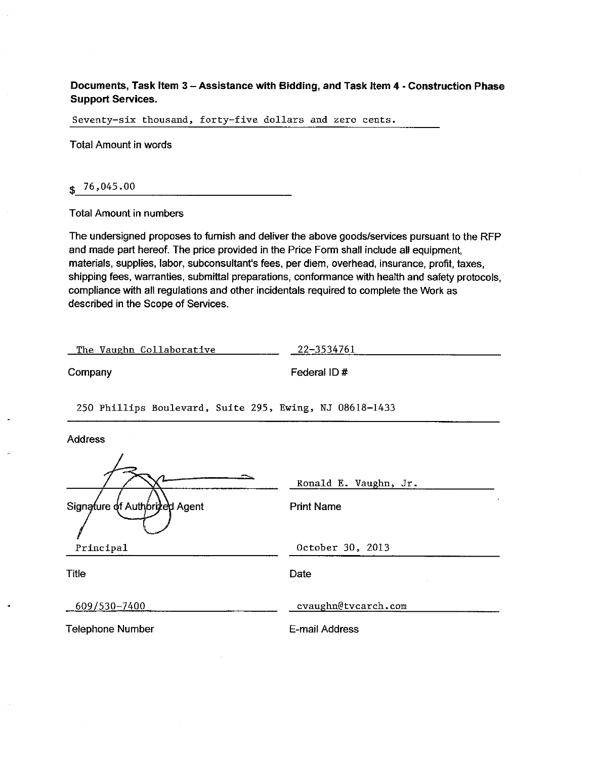**Documents, Task Item 3 – Assistance with Bidding, and Task Item 4 - Construction Phase Support Services.**

Seventy-six thousand, forty-five dollars and zero cents.

Total Amount in words

$ 76,045.00

Total Amount in numbers

The undersigned proposes to furnish and deliver the above goods/services pursuant to the RFP and made part hereof. The price provided in the Price Form shall include all equipment, materials, supplies, labor, subconsultant's fees, per diem, overhead, insurance, profit, taxes, shipping fees, warranties, submittal preparations, conformance with health and safety protocols, compliance with all regulations and other incidentals required to complete the Work as described in the Scope of Services.

| | |
|---|---|
| The Vaughn Collaborative | 22-3534761 |
| Company | Federal ID # |

250 Phillips Boulevard, Suite 295, Ewing, NJ 08618-1433

Address

| | |
|---|---|
| [Signature] | Ronald E. Vaughn, Jr. |
| Signature of Authorized Agent | Print Name |
| Principal | October 30, 2013 |
| Title | Date |
| 609/530-7400 | cvaughn@tvcarch.com |
| Telephone Number | E-mail Address |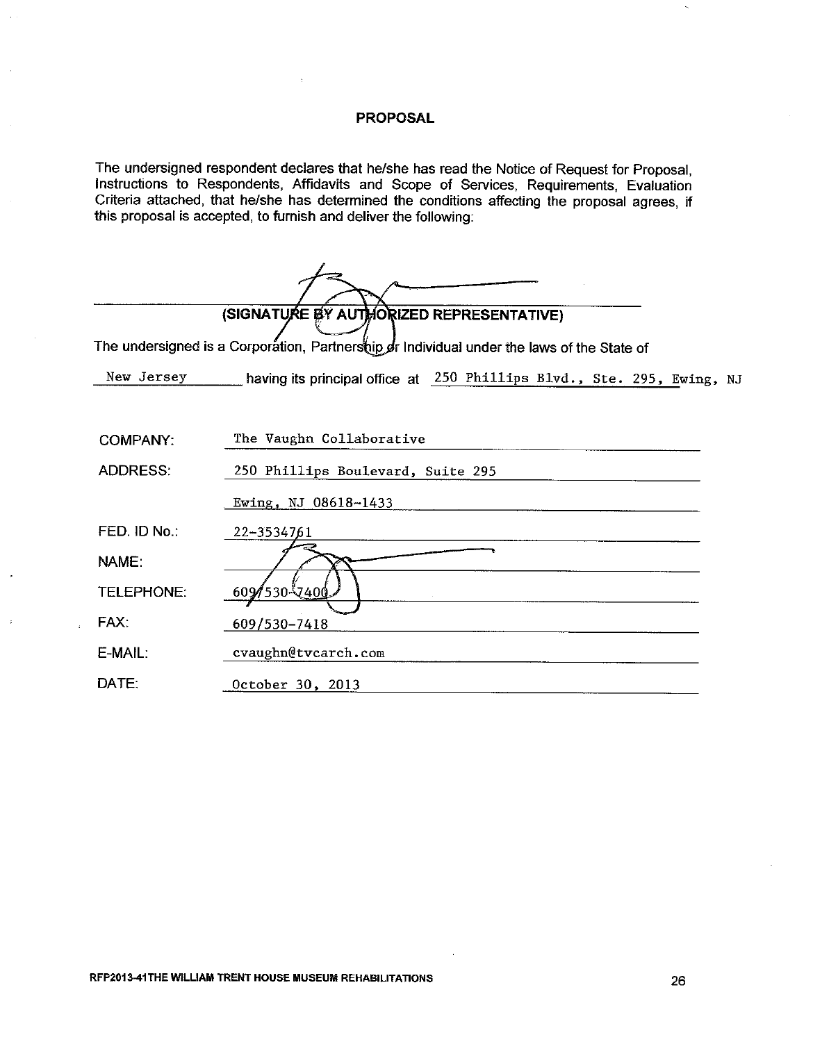# PROPOSAL

The undersigned respondent declares that he/she has read the Notice of Request for Proposal, Instructions to Respondents, Affidavits and Scope of Services, Requirements, Evaluation Criteria attached, that he/she has determined the conditions affecting the proposal agrees, if this proposal is accepted, to furnish and deliver the following:

______________________________________

**(SIGNATURE BY AUTHORIZED REPRESENTATIVE)**

The undersigned is a Corporation, Partnership or Individual under the laws of the State of New Jersey having its principal office at 250 Phillips Blvd., Ste. 295, Ewing, NJ

| | |
|---|---|
| COMPANY: | The Vaughn Collaborative |
| ADDRESS: | 250 Phillips Boulevard, Suite 295 |
| | Ewing, NJ 08618-1433 |
| FED. ID No.: | 22-3534761 |
| NAME: | |
| TELEPHONE: | 609/530-7400 |
| FAX: | 609/530-7418 |
| E-MAIL: | cvaughn@tvcarch.com |
| DATE: | October 30, 2013 |

RFP2013-41THE WILLIAM TRENT HOUSE MUSEUM REHABILITATIONS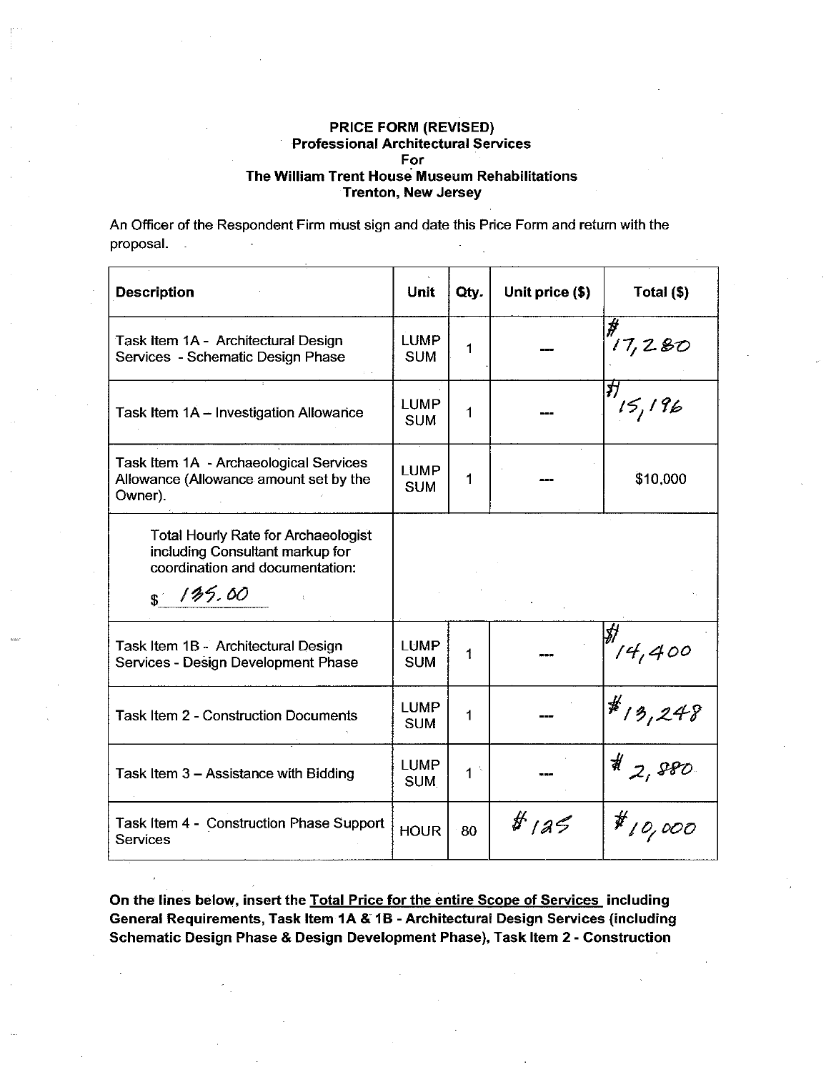**PRICE FORM (REVISED)**
**Professional Architectural Services**
**For**
**The William Trent House Museum Rehabilitations**
**Trenton, New Jersey**

An Officer of the Respondent Firm must sign and date this Price Form and return with the proposal.

| Description | Unit | Qty. | Unit price ($) | Total ($) |
|---|---|---|---|---|
| Task Item 1A - Architectural Design Services - Schematic Design Phase | LUMP SUM | 1 | --- | # 17,280 |
| Task Item 1A – Investigation Allowance | LUMP SUM | 1 | --- | # 15,196 |
| Task Item 1A - Archaeological Services Allowance (Allowance amount set by the Owner). | LUMP SUM | 1 | --- | $10,000 |
| Total Hourly Rate for Archaeologist including Consultant markup for coordination and documentation: $ 135.00 | | | | |
| Task Item 1B - Architectural Design Services - Design Development Phase | LUMP SUM | 1 | --- | # 14,400 |
| Task Item 2 - Construction Documents | LUMP SUM | 1 | --- | # 13,248 |
| Task Item 3 – Assistance with Bidding | LUMP SUM | 1 | --- | # 2,880 |
| Task Item 4 - Construction Phase Support Services | HOUR | 80 | # 125 | # 10,000 |

**On the lines below, insert the Total Price for the entire Scope of Services including General Requirements, Task Item 1A & 1B - Architectural Design Services (including Schematic Design Phase & Design Development Phase), Task Item 2 - Construction**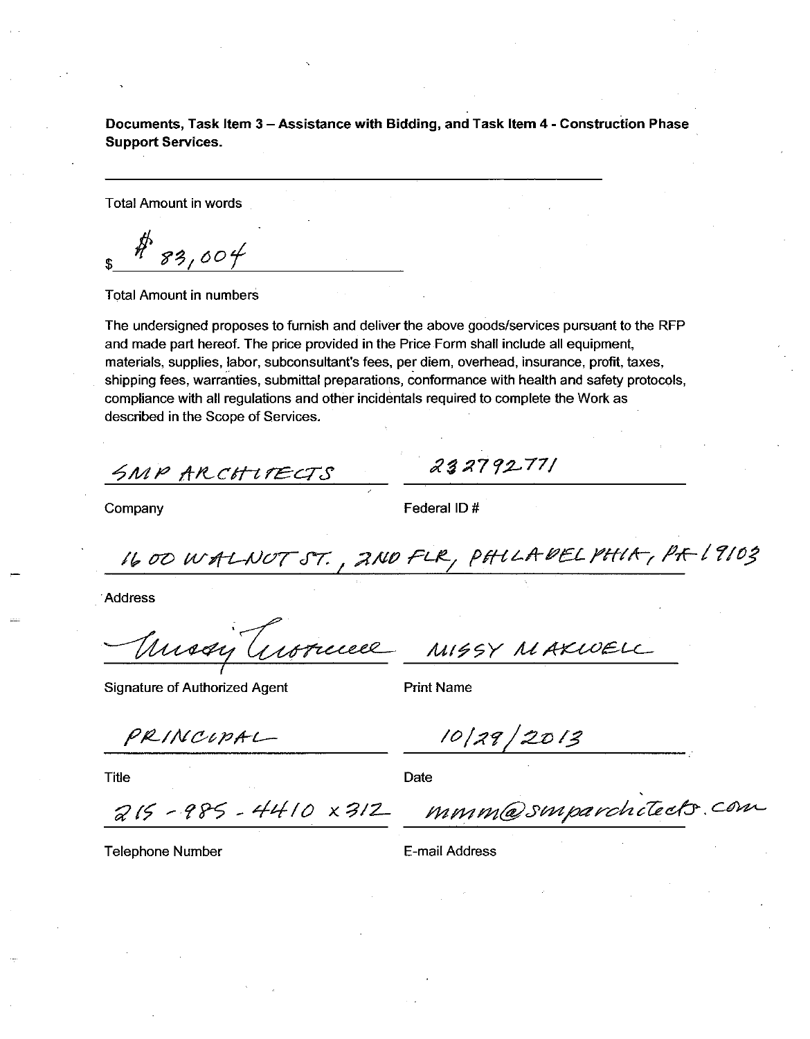**Documents, Task Item 3 – Assistance with Bidding, and Task Item 4 - Construction Phase Support Services.**

______________________________________________

Total Amount in words

$ $83,004

Total Amount in numbers

The undersigned proposes to furnish and deliver the above goods/services pursuant to the RFP and made part hereof. The price provided in the Price Form shall include all equipment, materials, supplies, labor, subconsultant's fees, per diem, overhead, insurance, profit, taxes, shipping fees, warranties, submittal preparations, conformance with health and safety protocols, compliance with all regulations and other incidentals required to complete the Work as described in the Scope of Services.

SMP ARCHITECTS

Company

232792771

Federal ID #

1600 WALNUT ST., 2ND FLR, PHILADELPHIA, PA 19103

Address

[Signature]

Signature of Authorized Agent

MISSY MAXWELL

Print Name

PRINCIPAL

Title

10/29/2013

Date

215-985-4410 x312

Telephone Number

mmm@smparchitects.com

E-mail Address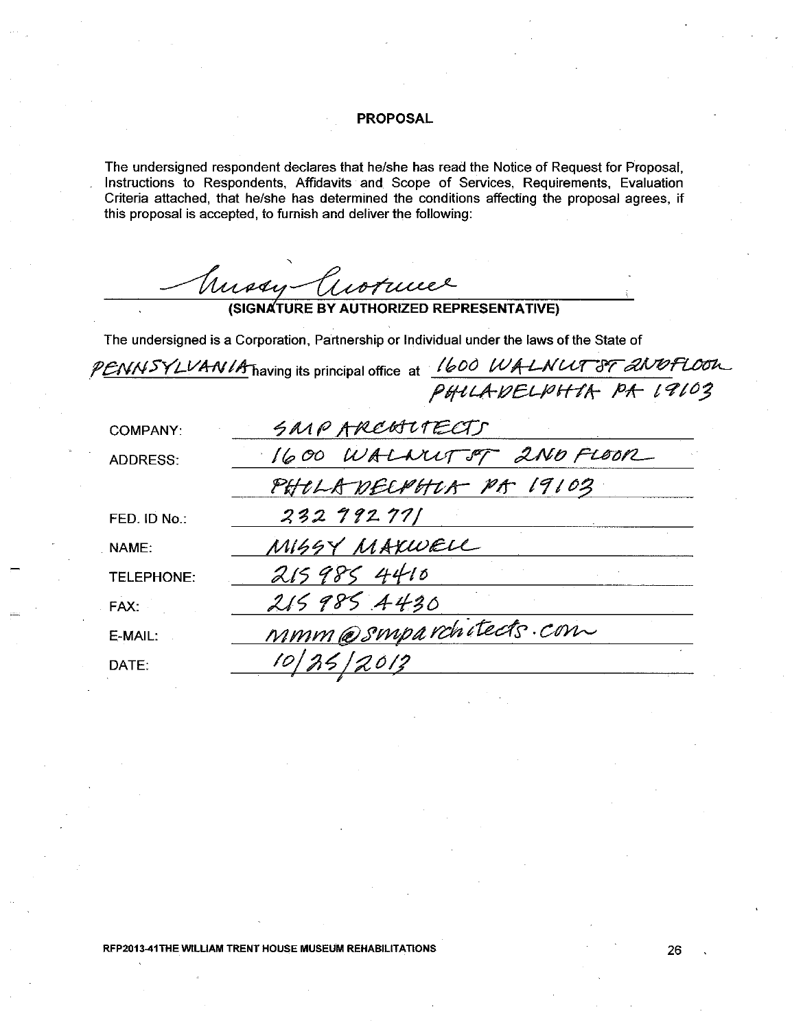# PROPOSAL

The undersigned respondent declares that he/she has read the Notice of Request for Proposal, Instructions to Respondents, Affidavits and Scope of Services, Requirements, Evaluation Criteria attached, that he/she has determined the conditions affecting the proposal agrees, if this proposal is accepted, to furnish and deliver the following:

Missy Maxwell

**(SIGNATURE BY AUTHORIZED REPRESENTATIVE)**

The undersigned is a Corporation, Partnership or Individual under the laws of the State of PENNSYLVANIA having its principal office at 1600 WALNUT ST 2ND FLOOR PHILADELPHIA PA 19103

| | |
|---|---|
| COMPANY: | SMP ARCHITECTS |
| ADDRESS: | 1600 WALNUT ST 2ND FLOOR<br>PHILADELPHIA PA 19103 |
| FED. ID No.: | 232 992 771 |
| NAME: | MISSY MAXWELL |
| TELEPHONE: | 215 985 4410 |
| FAX: | 215 985 4430 |
| E-MAIL: | mmm@smparchitects.com |
| DATE: | 10/25/2013 |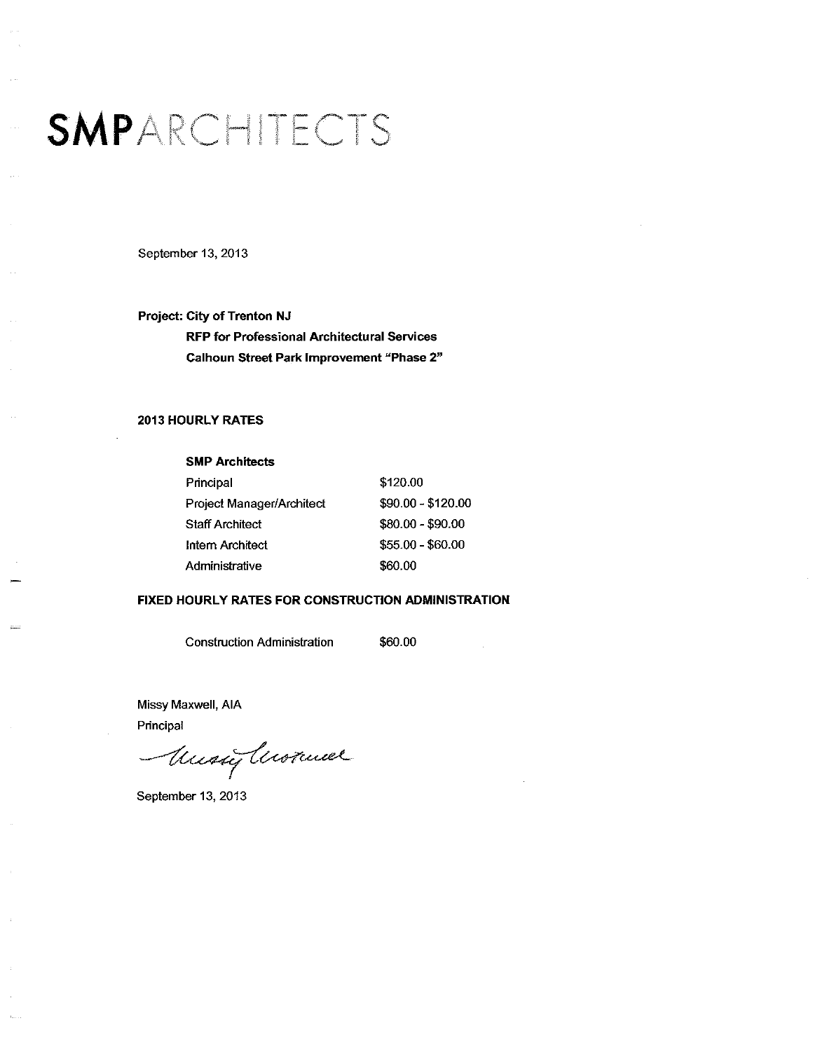# **SMP**ARCHITECTS

September 13, 2013

**Project: City of Trenton NJ**
**RFP for Professional Architectural Services**
**Calhoun Street Park Improvement "Phase 2"**

**2013 HOURLY RATES**

| **SMP Architects** | |
|---|---|
| Principal | $120.00 |
| Project Manager/Architect | $90.00 - $120.00 |
| Staff Architect | $80.00 - $90.00 |
| Intern Architect | $55.00 - $60.00 |
| Administrative | $60.00 |

**FIXED HOURLY RATES FOR CONSTRUCTION ADMINISTRATION**

| Construction Administration | $60.00 |
|---|---|

Missy Maxwell, AIA
Principal

September 13, 2013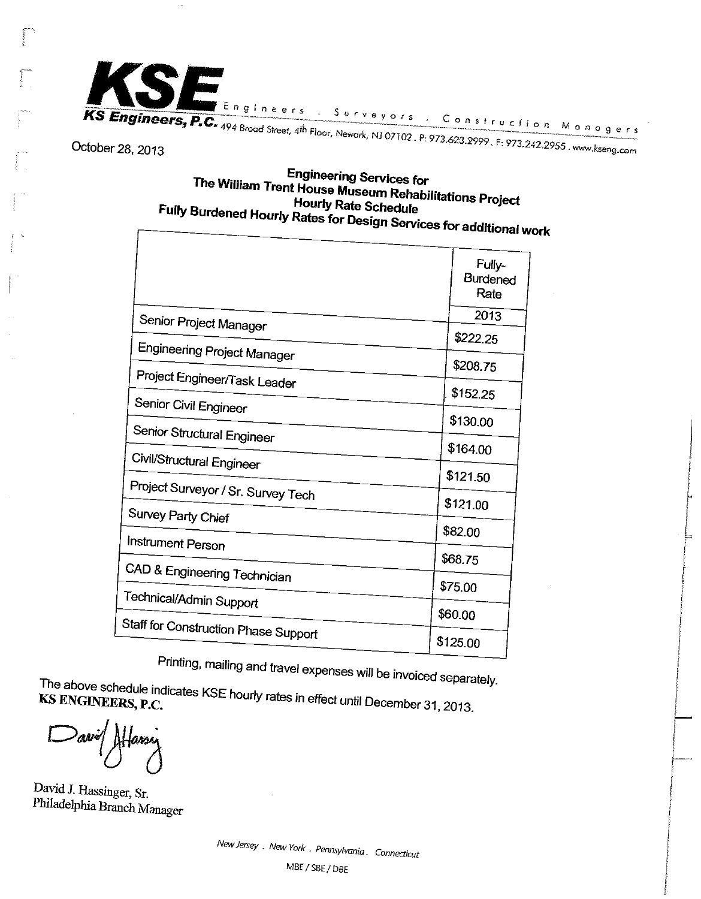# KSE

**KS Engineers, P.C.** Engineers . Surveyors . Construction Managers

494 Broad Street, 4th Floor, Newark, NJ 07102 . P: 973.623.2999 . F: 973.242.2955 . www.kseng.com

October 28, 2013

**Engineering Services for**
**The William Trent House Museum Rehabilitations Project**
**Hourly Rate Schedule**
**Fully Burdened Hourly Rates for Design Services for additional work**

| | Fully-Burdened Rate |
|---|---|
| | 2013 |
| Senior Project Manager | $222.25 |
| Engineering Project Manager | $208.75 |
| Project Engineer/Task Leader | $152.25 |
| Senior Civil Engineer | $130.00 |
| Senior Structural Engineer | $164.00 |
| Civil/Structural Engineer | $121.50 |
| Project Surveyor / Sr. Survey Tech | $121.00 |
| Survey Party Chief | $82.00 |
| Instrument Person | $68.75 |
| CAD & Engineering Technician | $75.00 |
| Technical/Admin Support | $60.00 |
| Staff for Construction Phase Support | $125.00 |

Printing, mailing and travel expenses will be invoiced separately.

The above schedule indicates KSE hourly rates in effect until December 31, 2013.

**KS ENGINEERS, P.C.**

David J. Hassinger, Sr.
Philadelphia Branch Manager

New Jersey . New York . Pennsylvania . Connecticut

MBE / SBE / DBE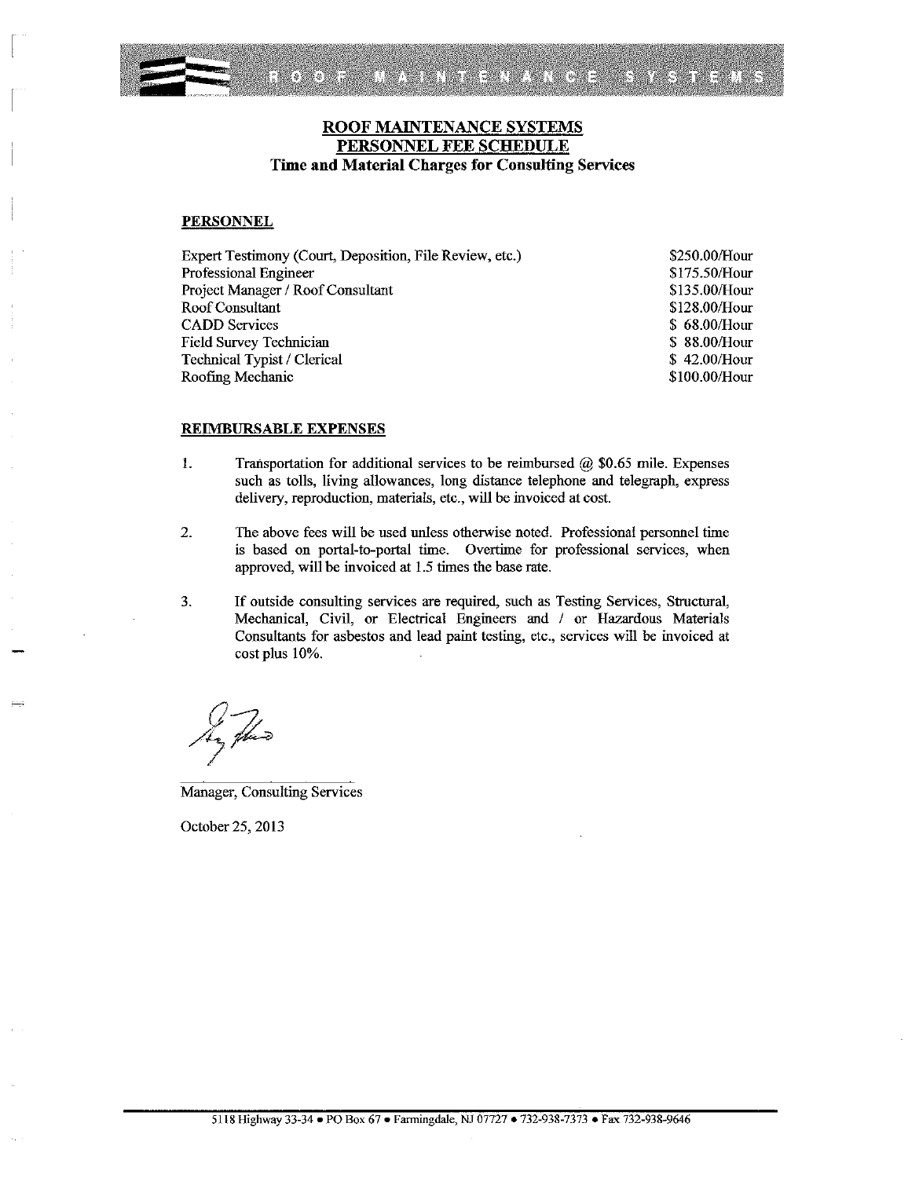ROOF MAINTENANCE SYSTEMS

# ROOF MAINTENANCE SYSTEMS
## PERSONNEL FEE SCHEDULE
### Time and Material Charges for Consulting Services

**PERSONNEL**

| | |
|---|---|
| Expert Testimony (Court, Deposition, File Review, etc.) | $250.00/Hour |
| Professional Engineer | $175.50/Hour |
| Project Manager / Roof Consultant | $135.00/Hour |
| Roof Consultant | $128.00/Hour |
| CADD Services | $ 68.00/Hour |
| Field Survey Technician | $ 88.00/Hour |
| Technical Typist / Clerical | $ 42.00/Hour |
| Roofing Mechanic | $100.00/Hour |

**REIMBURSABLE EXPENSES**

1. Transportation for additional services to be reimbursed @ $0.65 mile. Expenses such as tolls, living allowances, long distance telephone and telegraph, express delivery, reproduction, materials, etc., will be invoiced at cost.

2. The above fees will be used unless otherwise noted. Professional personnel time is based on portal-to-portal time. Overtime for professional services, when approved, will be invoiced at 1.5 times the base rate.

3. If outside consulting services are required, such as Testing Services, Structural, Mechanical, Civil, or Electrical Engineers and / or Hazardous Materials Consultants for asbestos and lead paint testing, etc., services will be invoiced at cost plus 10%.

Manager, Consulting Services

October 25, 2013

5118 Highway 33-34 • PO Box 67 • Farmingdale, NJ 07727 • 732-938-7373 • Fax 732-938-9646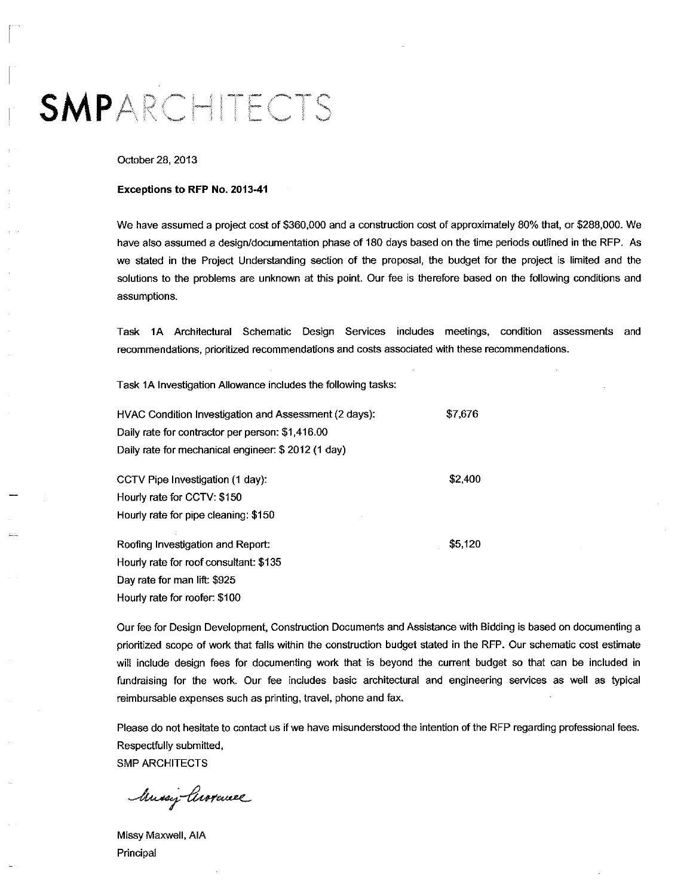# SMPARCHITECTS

October 28, 2013

**Exceptions to RFP No. 2013-41**

We have assumed a project cost of $360,000 and a construction cost of approximately 80% that, or $288,000. We have also assumed a design/documentation phase of 180 days based on the time periods outlined in the RFP. As we stated in the Project Understanding section of the proposal, the budget for the project is limited and the solutions to the problems are unknown at this point. Our fee is therefore based on the following conditions and assumptions.

Task 1A Architectural Schematic Design Services includes meetings, condition assessments and recommendations, prioritized recommendations and costs associated with these recommendations.

Task 1A Investigation Allowance includes the following tasks:

| | |
|---|---|
| HVAC Condition Investigation and Assessment (2 days):<br>Daily rate for contractor per person: $1,416.00<br>Daily rate for mechanical engineer: $ 2012 (1 day) | $7,676 |
| CCTV Pipe Investigation (1 day):<br>Hourly rate for CCTV: $150<br>Hourly rate for pipe cleaning: $150 | $2,400 |
| Roofing Investigation and Report:<br>Hourly rate for roof consultant: $135<br>Day rate for man lift: $925<br>Hourly rate for roofer: $100 | $5,120 |

Our fee for Design Development, Construction Documents and Assistance with Bidding is based on documenting a prioritized scope of work that falls within the construction budget stated in the RFP. Our schematic cost estimate will include design fees for documenting work that is beyond the current budget so that can be included in fundraising for the work. Our fee includes basic architectural and engineering services as well as typical reimbursable expenses such as printing, travel, phone and fax.

Please do not hesitate to contact us if we have misunderstood the intention of the RFP regarding professional fees.

Respectfully submitted,

SMP ARCHITECTS

Missy Maxwell

Missy Maxwell, AIA
Principal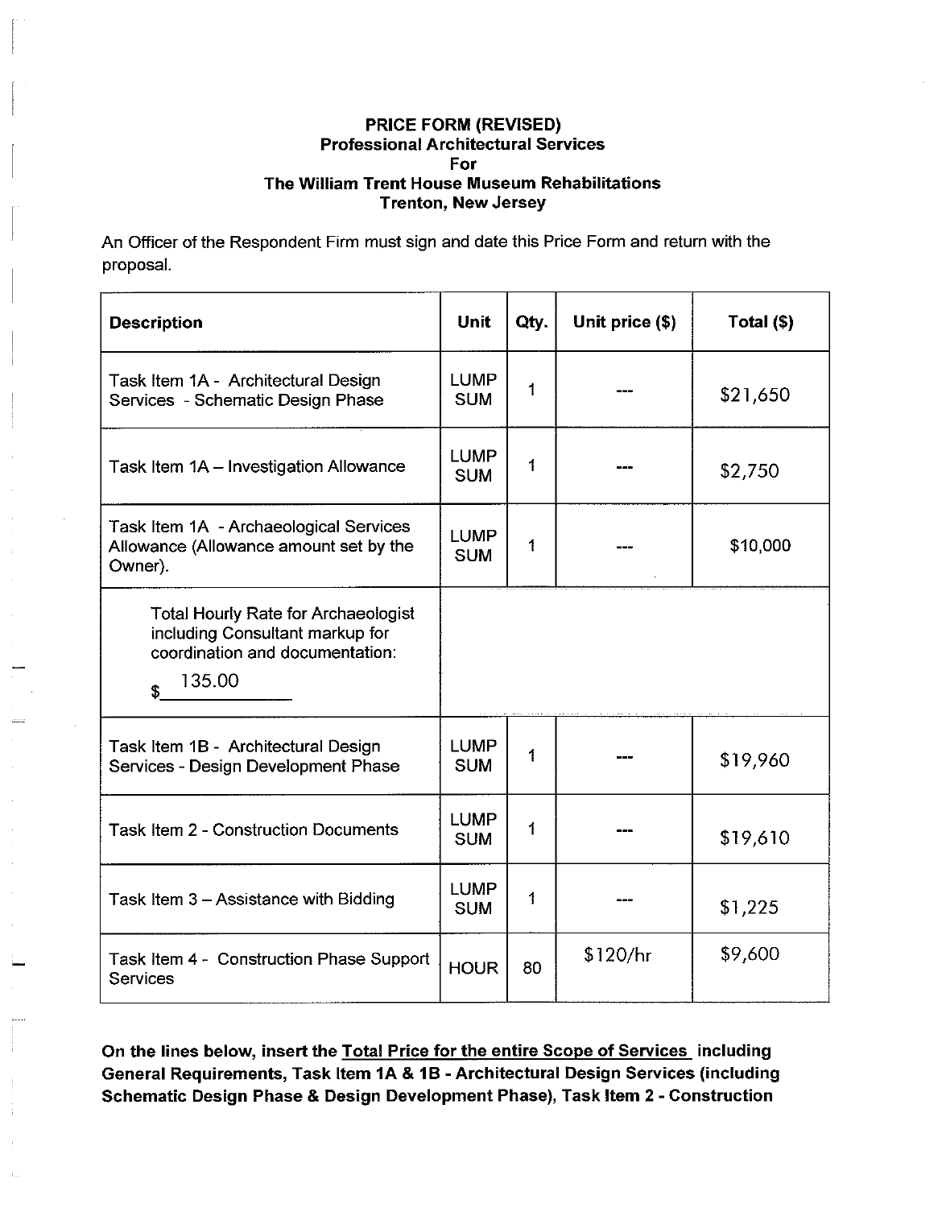**PRICE FORM (REVISED)**
**Professional Architectural Services**
**For**
**The William Trent House Museum Rehabilitations**
**Trenton, New Jersey**

An Officer of the Respondent Firm must sign and date this Price Form and return with the proposal.

| Description | Unit | Qty. | Unit price ($) | Total ($) |
|---|---|---|---|---|
| Task Item 1A - Architectural Design Services - Schematic Design Phase | LUMP SUM | 1 | --- | $21,650 |
| Task Item 1A – Investigation Allowance | LUMP SUM | 1 | --- | $2,750 |
| Task Item 1A - Archaeological Services Allowance (Allowance amount set by the Owner). | LUMP SUM | 1 | --- | $10,000 |
| Total Hourly Rate for Archaeologist including Consultant markup for coordination and documentation: $ 135.00 | | | | |
| Task Item 1B - Architectural Design Services - Design Development Phase | LUMP SUM | 1 | --- | $19,960 |
| Task Item 2 - Construction Documents | LUMP SUM | 1 | --- | $19,610 |
| Task Item 3 – Assistance with Bidding | LUMP SUM | 1 | --- | $1,225 |
| Task Item 4 - Construction Phase Support Services | HOUR | 80 | $120/hr | $9,600 |

**On the lines below, insert the Total Price for the entire Scope of Services including General Requirements, Task Item 1A & 1B - Architectural Design Services (including Schematic Design Phase & Design Development Phase), Task Item 2 - Construction**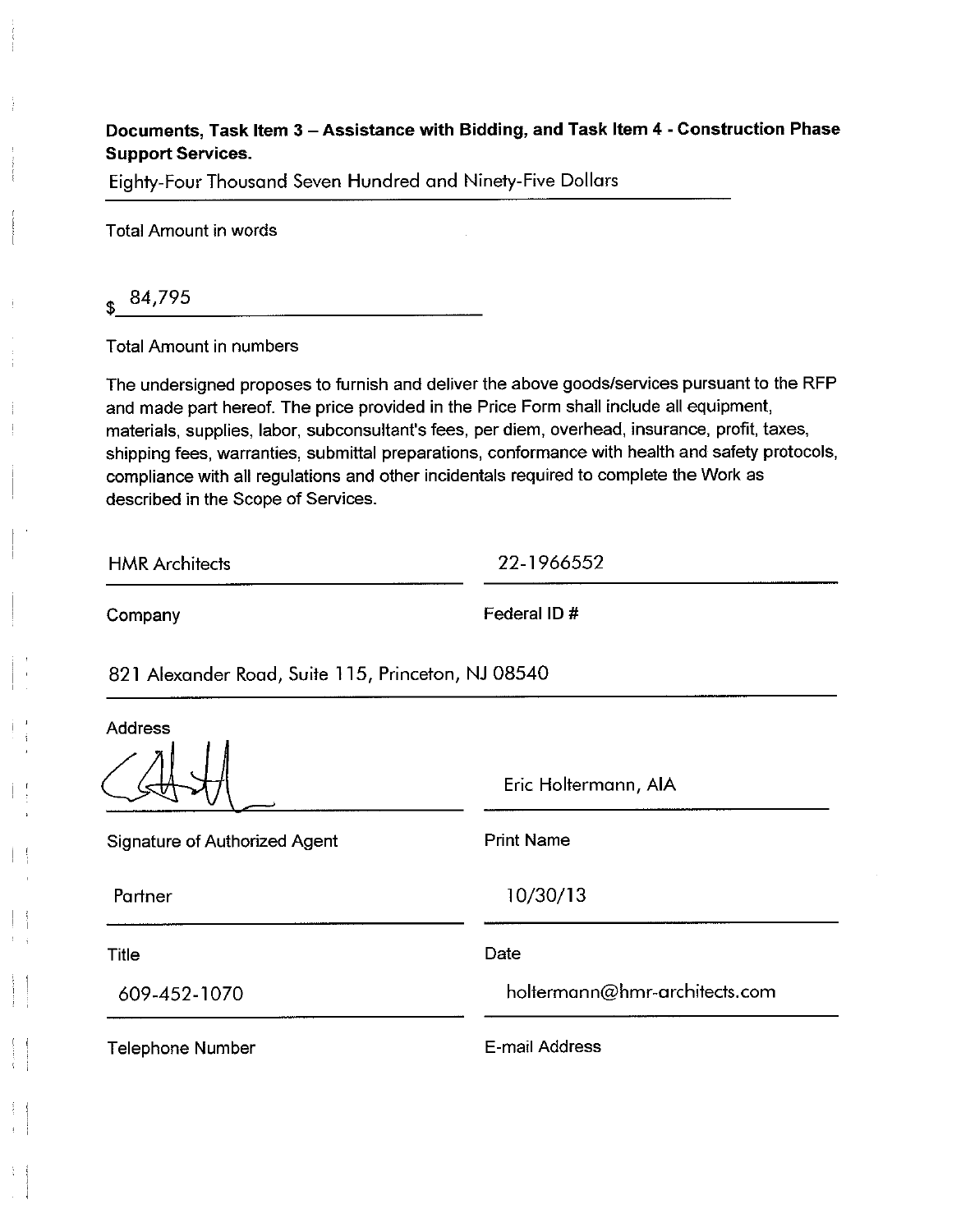**Documents, Task Item 3 – Assistance with Bidding, and Task Item 4 - Construction Phase Support Services.**

Eighty-Four Thousand Seven Hundred and Ninety-Five Dollars

Total Amount in words

$ 84,795

Total Amount in numbers

The undersigned proposes to furnish and deliver the above goods/services pursuant to the RFP and made part hereof. The price provided in the Price Form shall include all equipment, materials, supplies, labor, subconsultant's fees, per diem, overhead, insurance, profit, taxes, shipping fees, warranties, submittal preparations, conformance with health and safety protocols, compliance with all regulations and other incidentals required to complete the Work as described in the Scope of Services.

| | |
|---|---|
| HMR Architects | 22-1966552 |
| Company | Federal ID # |
| 821 Alexander Road, Suite 115, Princeton, NJ 08540 | |
| Address | |
| [Signature] | Eric Holtermann, AIA |
| Signature of Authorized Agent | Print Name |
| Partner | 10/30/13 |
| Title | Date |
| 609-452-1070 | holtermann@hmr-architects.com |
| Telephone Number | E-mail Address |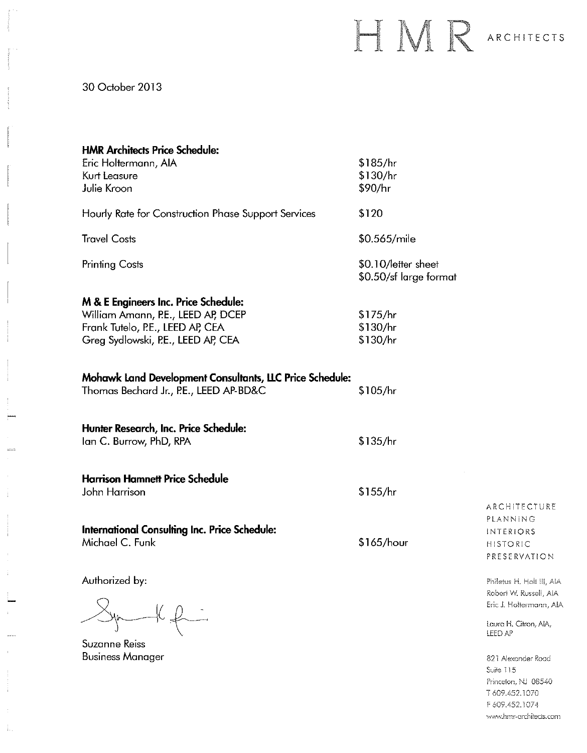HMR ARCHITECTS

30 October 2013

**HMR Architects Price Schedule:**

| | |
|---|---|
| Eric Holtermann, AIA | $185/hr |
| Kurt Leasure | $130/hr |
| Julie Kroon | $90/hr |
| Hourly Rate for Construction Phase Support Services | $120 |
| Travel Costs | $0.565/mile |
| Printing Costs | $0.10/letter sheet<br>$0.50/sf large format |

**M & E Engineers Inc. Price Schedule:**

| | |
|---|---|
| William Amann, P.E., LEED AP, DCEP | $175/hr |
| Frank Tutelo, P.E., LEED AP, CEA | $130/hr |
| Greg Sydlowski, P.E., LEED AP, CEA | $130/hr |

**Mohawk Land Development Consultants, LLC Price Schedule:**

| | |
|---|---|
| Thomas Bechard Jr., P.E., LEED AP-BD&C | $105/hr |

**Hunter Research, Inc. Price Schedule:**

| | |
|---|---|
| Ian C. Burrow, PhD, RPA | $135/hr |

**Harrison Hamnett Price Schedule**

| | |
|---|---|
| John Harrison | $155/hr |

**International Consulting Inc. Price Schedule:**

| | |
|---|---|
| Michael C. Funk | $165/hour |

Authorized by:

Suzanne Reiss
Business Manager

ARCHITECTURE
PLANNING
INTERIORS
HISTORIC
PRESERVATION

Philetus H. Holt III, AIA
Robert W. Russell, AIA
Eric J. Holtermann, AIA

Laura H. Citron, AIA,
LEED AP

821 Alexander Road
Suite 115
Princeton, NJ 08540
T 609.452.1070
F 609.452.1074
www.hmr-architects.com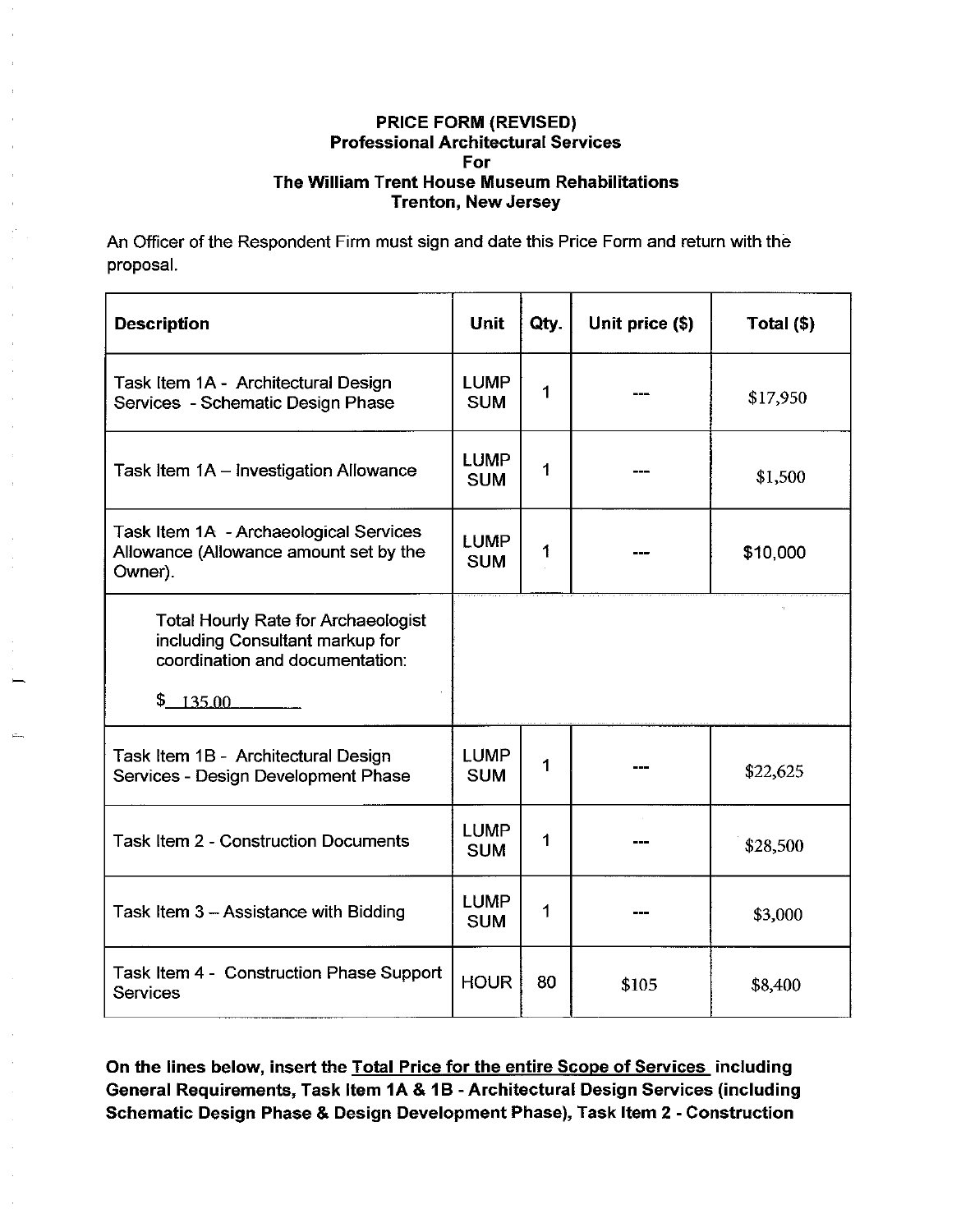**PRICE FORM (REVISED)**
**Professional Architectural Services**
**For**
**The William Trent House Museum Rehabilitations**
**Trenton, New Jersey**

An Officer of the Respondent Firm must sign and date this Price Form and return with the proposal.

| Description | Unit | Qty. | Unit price ($) | Total ($) |
|---|---|---|---|---|
| Task Item 1A - Architectural Design Services - Schematic Design Phase | LUMP SUM | 1 | --- | $17,950 |
| Task Item 1A – Investigation Allowance | LUMP SUM | 1 | --- | $1,500 |
| Task Item 1A - Archaeological Services Allowance (Allowance amount set by the Owner). | LUMP SUM | 1 | --- | $10,000 |
| Total Hourly Rate for Archaeologist including Consultant markup for coordination and documentation: $ 135.00 | | | | |
| Task Item 1B - Architectural Design Services - Design Development Phase | LUMP SUM | 1 | --- | $22,625 |
| Task Item 2 - Construction Documents | LUMP SUM | 1 | --- | $28,500 |
| Task Item 3 – Assistance with Bidding | LUMP SUM | 1 | --- | $3,000 |
| Task Item 4 - Construction Phase Support Services | HOUR | 80 | $105 | $8,400 |

**On the lines below, insert the <u>Total Price for the entire Scope of Services</u> including General Requirements, Task Item 1A & 1B - Architectural Design Services (including Schematic Design Phase & Design Development Phase), Task Item 2 - Construction**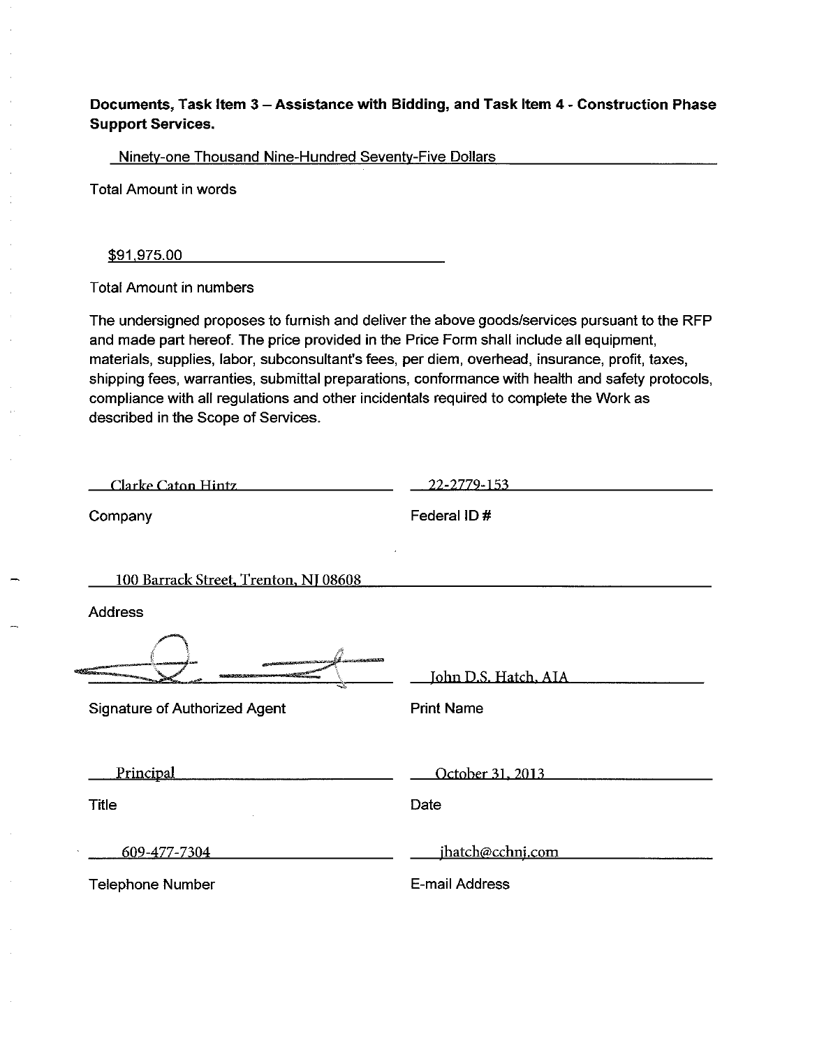**Documents, Task Item 3 – Assistance with Bidding, and Task Item 4 - Construction Phase Support Services.**

Ninety-one Thousand Nine-Hundred Seventy-Five Dollars

Total Amount in words

$91,975.00

Total Amount in numbers

The undersigned proposes to furnish and deliver the above goods/services pursuant to the RFP and made part hereof. The price provided in the Price Form shall include all equipment, materials, supplies, labor, subconsultant's fees, per diem, overhead, insurance, profit, taxes, shipping fees, warranties, submittal preparations, conformance with health and safety protocols, compliance with all regulations and other incidentals required to complete the Work as described in the Scope of Services.

Clarke Caton Hintz

Company

22-2779-153

Federal ID #

100 Barrack Street, Trenton, NJ 08608

Address

Signature of Authorized Agent

John D.S. Hatch, AIA

Print Name

Principal

Title

October 31, 2013

Date

609-477-7304

Telephone Number

jhatch@cchnj.com

E-mail Address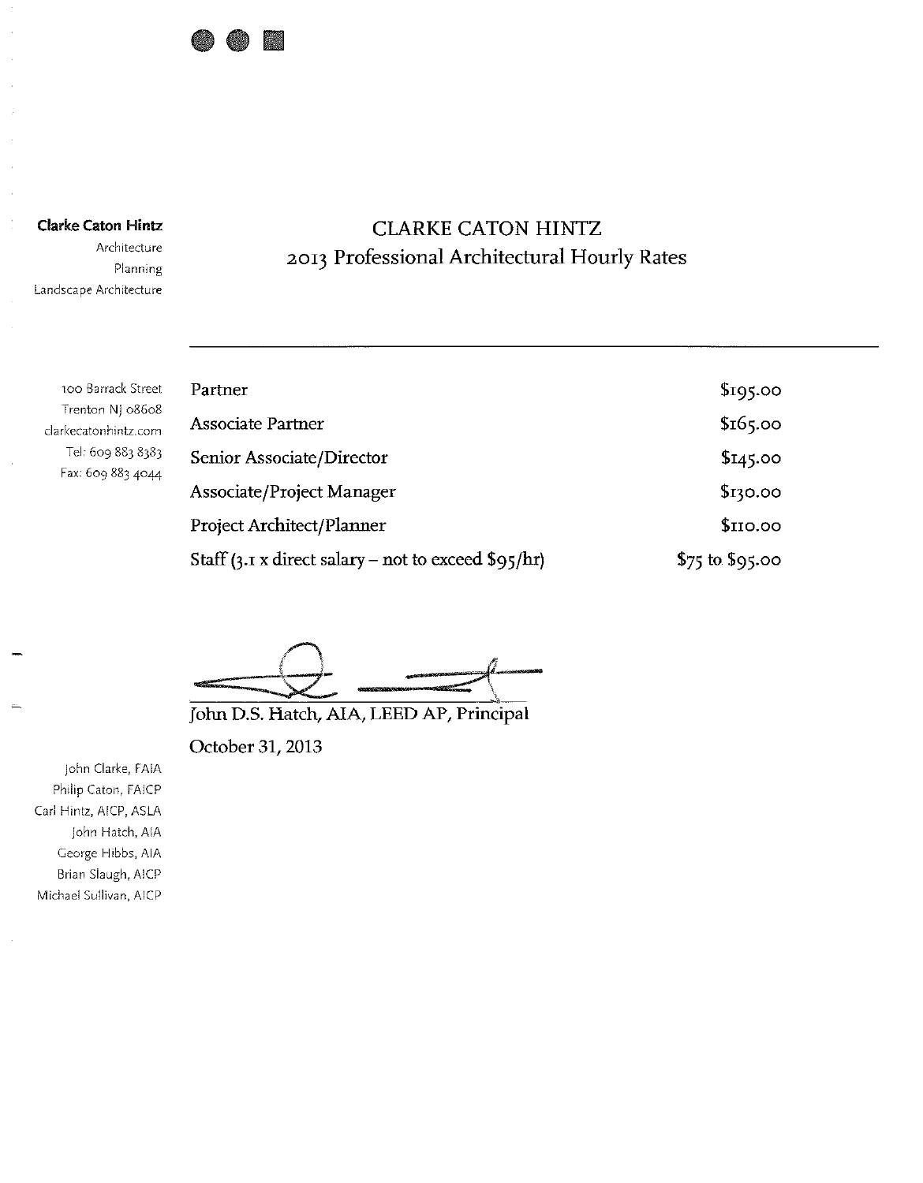**Clarke Caton Hintz**
Architecture
Planning
Landscape Architecture

# CLARKE CATON HINTZ
## 2013 Professional Architectural Hourly Rates

100 Barrack Street
Trenton NJ 08608
clarkecatonhintz.com
Tel: 609 883 8383
Fax: 609 883 4044

| Position | Rate |
|---|---|
| Partner | $195.00 |
| Associate Partner | $165.00 |
| Senior Associate/Director | $145.00 |
| Associate/Project Manager | $130.00 |
| Project Architect/Planner | $110.00 |
| Staff (3.1 x direct salary – not to exceed $95/hr) | $75 to $95.00 |

John D.S. Hatch, AIA, LEED AP, Principal
October 31, 2013

John Clarke, FAIA
Philip Caton, FAICP
Carl Hintz, AICP, ASLA
John Hatch, AIA
George Hibbs, AIA
Brian Slaugh, AICP
Michael Sullivan, AICP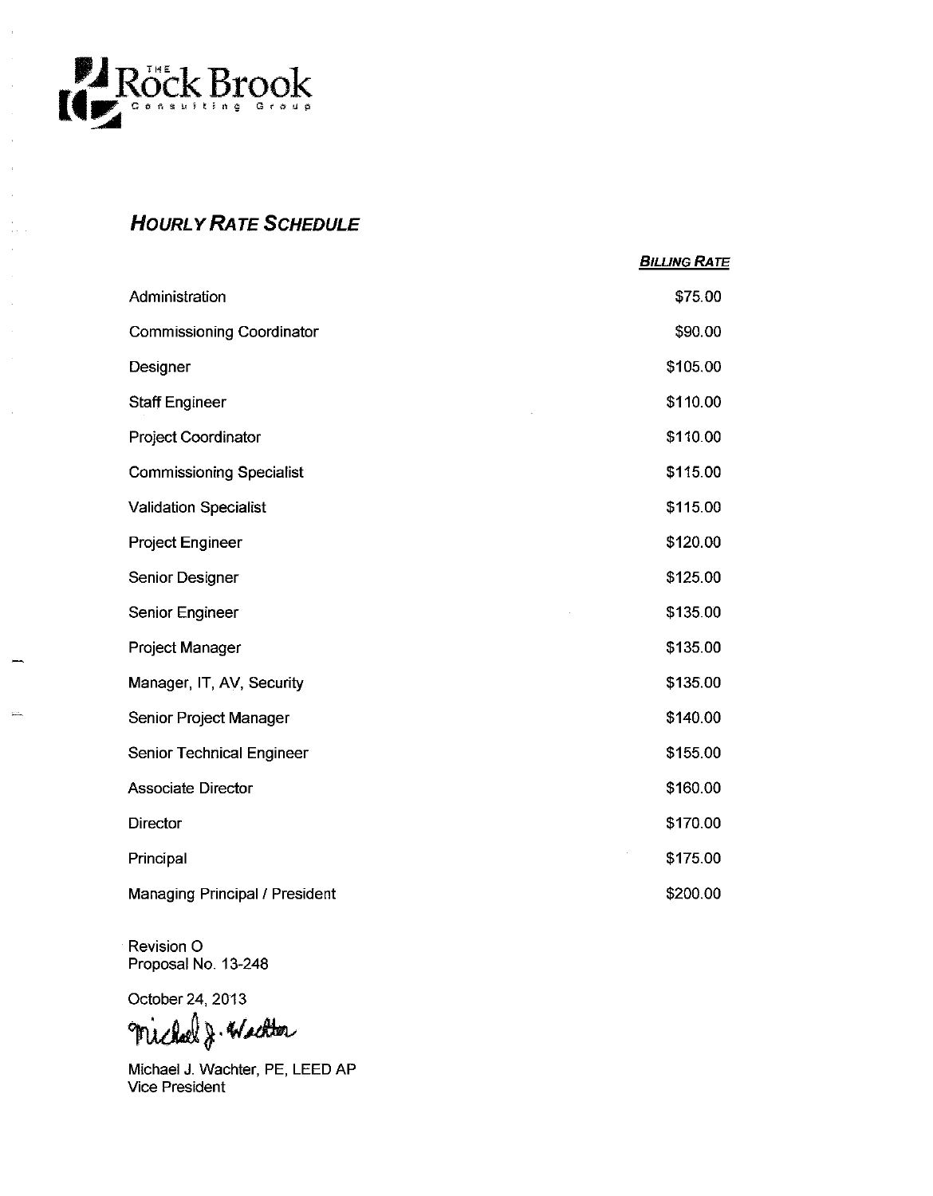THE Rock Brook Consulting Group

## *HOURLY RATE SCHEDULE*

| | ***BILLING RATE*** |
|---|---|
| Administration | $75.00 |
| Commissioning Coordinator | $90.00 |
| Designer | $105.00 |
| Staff Engineer | $110.00 |
| Project Coordinator | $110.00 |
| Commissioning Specialist | $115.00 |
| Validation Specialist | $115.00 |
| Project Engineer | $120.00 |
| Senior Designer | $125.00 |
| Senior Engineer | $135.00 |
| Project Manager | $135.00 |
| Manager, IT, AV, Security | $135.00 |
| Senior Project Manager | $140.00 |
| Senior Technical Engineer | $155.00 |
| Associate Director | $160.00 |
| Director | $170.00 |
| Principal | $175.00 |
| Managing Principal / President | $200.00 |

Revision O
Proposal No. 13-248

October 24, 2013

Michael J. Wachter

Michael J. Wachter, PE, LEED AP
Vice President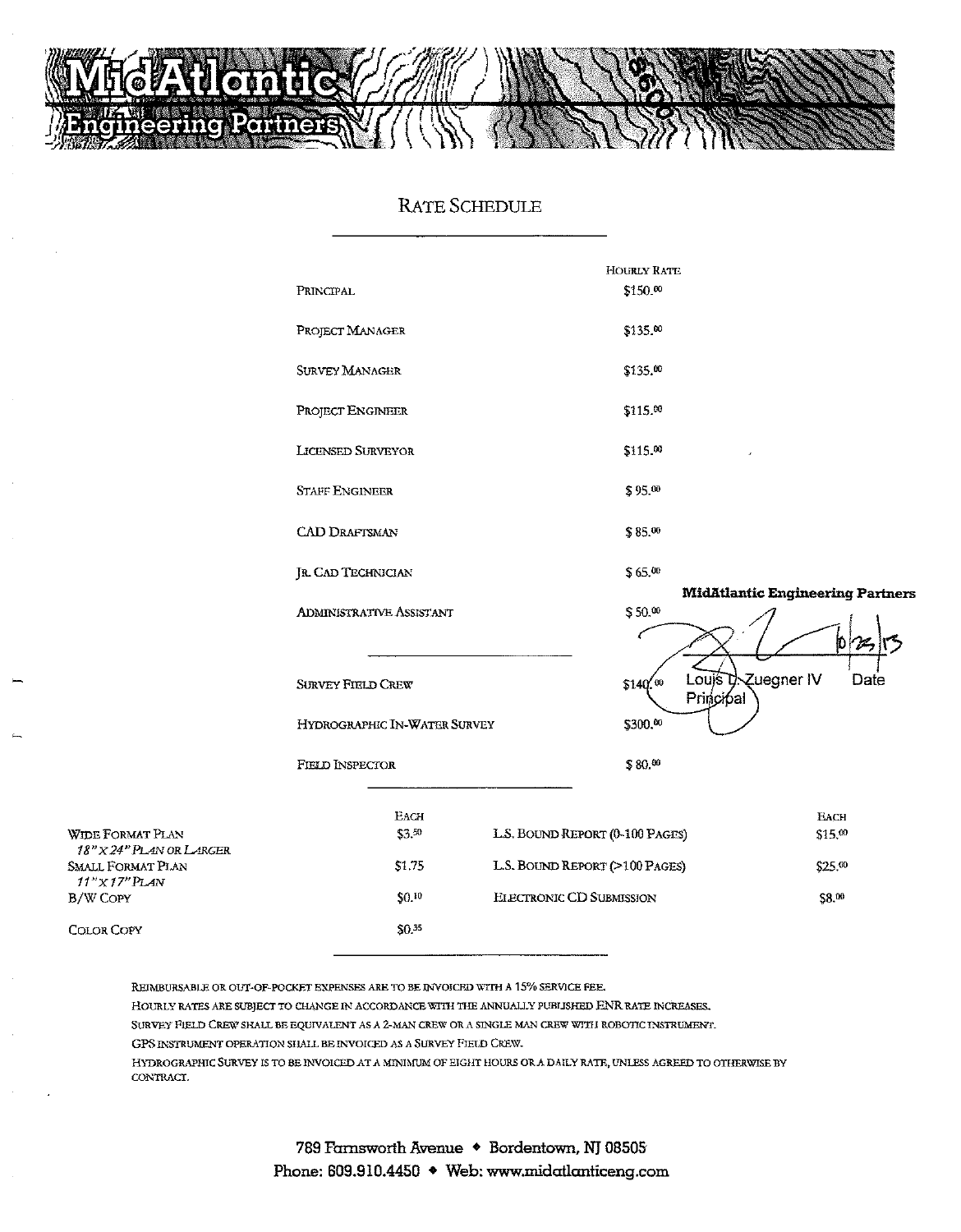# MidAtlantic Engineering Partners

## RATE SCHEDULE

| | HOURLY RATE |
|---|---|
| PRINCIPAL | $150.00 |
| PROJECT MANAGER | $135.00 |
| SURVEY MANAGER | $135.00 |
| PROJECT ENGINEER | $115.00 |
| LICENSED SURVEYOR | $115.00 |
| STAFF ENGINEER | $ 95.00 |
| CAD DRAFTSMAN | $ 85.00 |
| JR. CAD TECHNICIAN | $ 65.00 |
| ADMINISTRATIVE ASSISTANT | $ 50.00 |
| SURVEY FIELD CREW | $140.00 |
| HYDROGRAPHIC IN-WATER SURVEY | $300.00 |
| FIELD INSPECTOR | $ 80.00 |

**MidAtlantic Engineering Partners**

Louis L. Zuegner IV, Principal — Date: 10/23/13

| | EACH | | EACH |
|---|---|---|---|
| WIDE FORMAT PLAN *18" X 24" PLAN OR LARGER* | $3.50 | L.S. BOUND REPORT (0-100 PAGES) | $15.00 |
| SMALL FORMAT PLAN *11" X 17" PLAN* | $1.75 | L.S. BOUND REPORT (>100 PAGES) | $25.00 |
| B/W COPY | $0.10 | ELECTRONIC CD SUBMISSION | $8.00 |
| COLOR COPY | $0.35 | | |

REIMBURSABLE OR OUT-OF-POCKET EXPENSES ARE TO BE INVOICED WITH A 15% SERVICE FEE.

HOURLY RATES ARE SUBJECT TO CHANGE IN ACCORDANCE WITH THE ANNUALLY PUBLISHED ENR RATE INCREASES.

SURVEY FIELD CREW SHALL BE EQUIVALENT AS A 2-MAN CREW OR A SINGLE MAN CREW WITH ROBOTIC INSTRUMENT.

GPS INSTRUMENT OPERATION SHALL BE INVOICED AS A SURVEY FIELD CREW.

HYDROGRAPHIC SURVEY IS TO BE INVOICED AT A MINIMUM OF EIGHT HOURS OR A DAILY RATE, UNLESS AGREED TO OTHERWISE BY CONTRACT.

789 Farnsworth Avenue ◆ Bordentown, NJ 08505
Phone: 609.910.4450 ◆ Web: www.midatlanticeng.com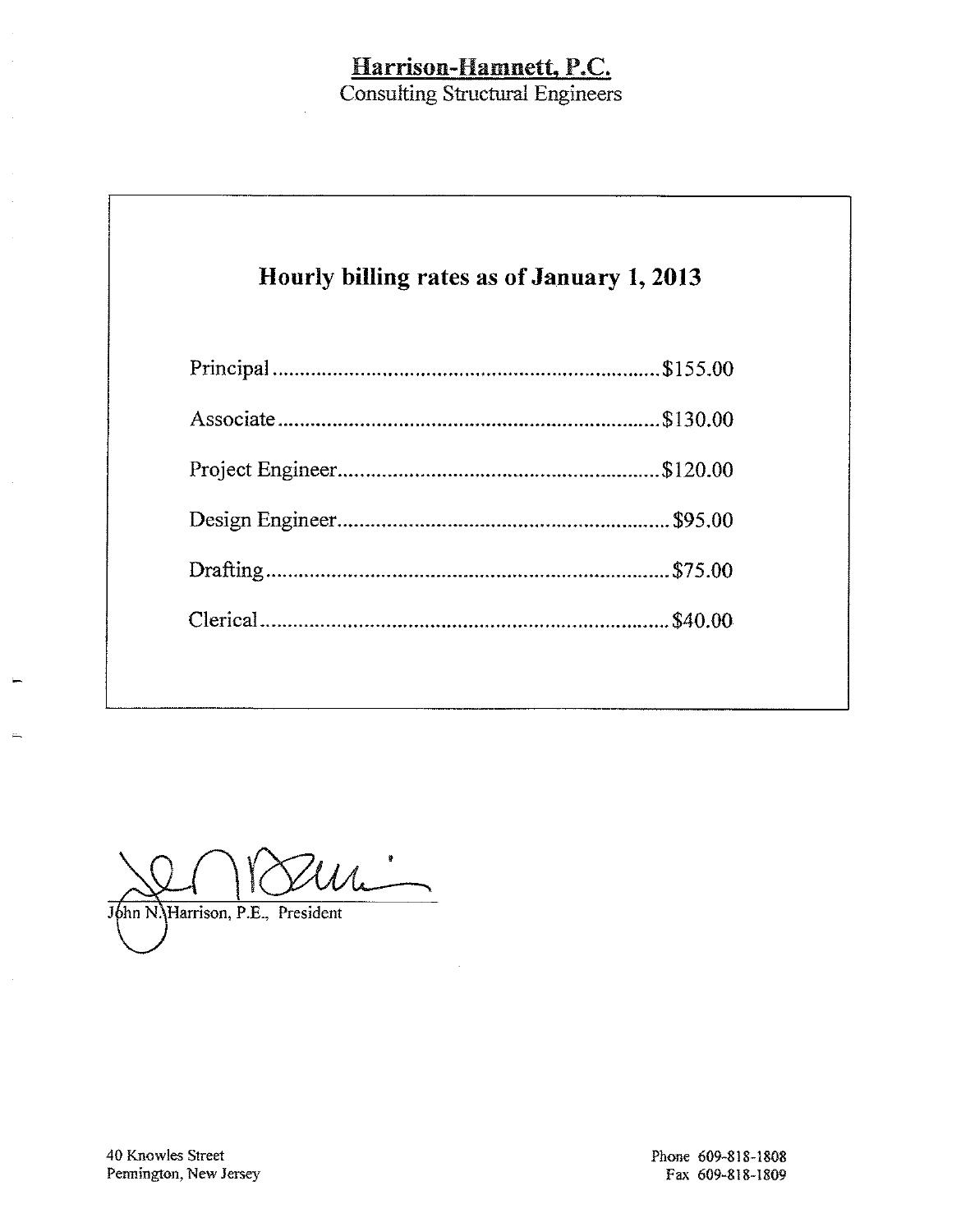**Harrison-Hamnett, P.C.**
Consulting Structural Engineers

## Hourly billing rates as of January 1, 2013

| Position | Rate |
|---|---|
| Principal | $155.00 |
| Associate | $130.00 |
| Project Engineer | $120.00 |
| Design Engineer | $95.00 |
| Drafting | $75.00 |
| Clerical | $40.00 |

John N. Harrison, P.E., President

40 Knowles Street
Pennington, New Jersey

Phone 609-818-1808
Fax 609-818-1809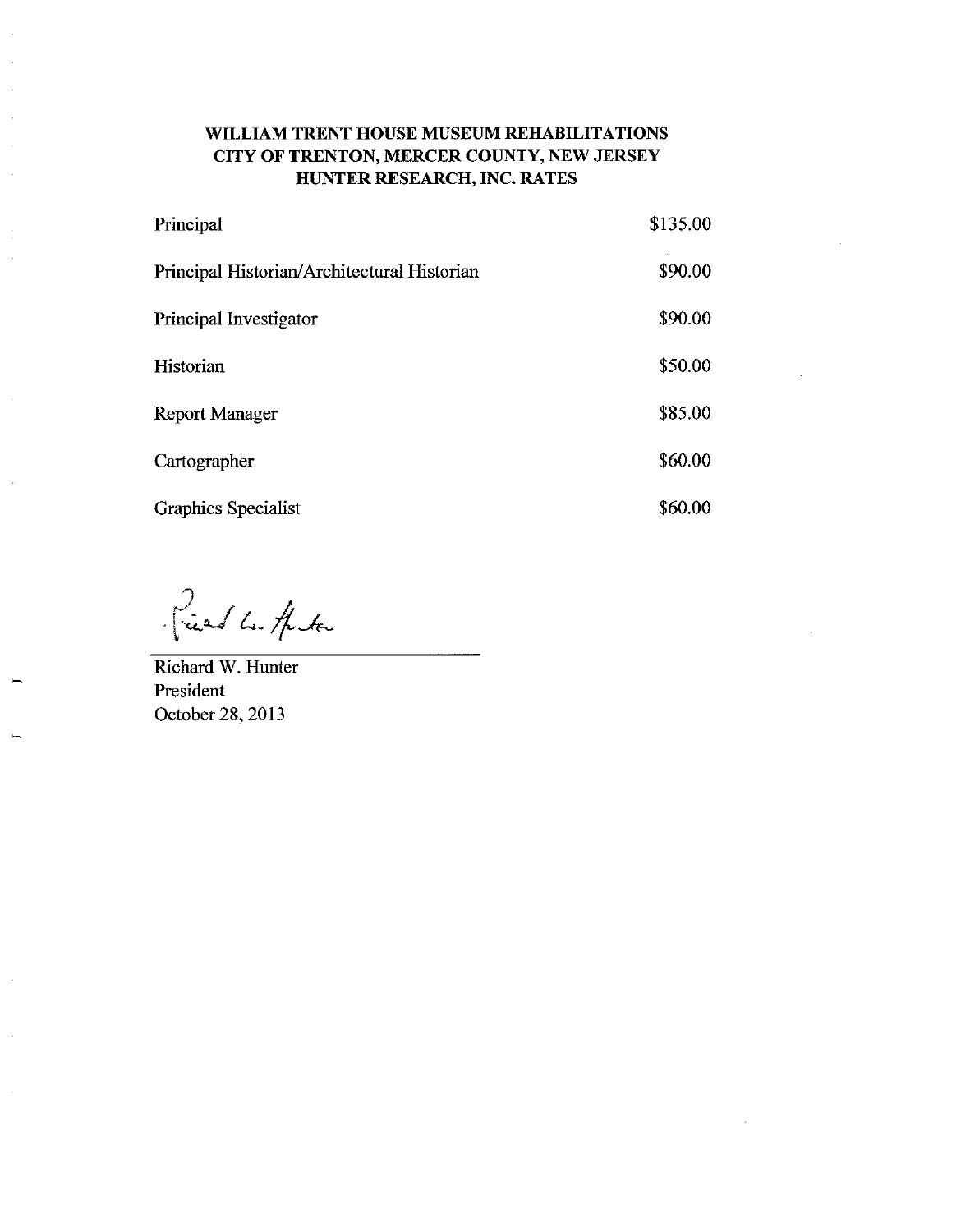**WILLIAM TRENT HOUSE MUSEUM REHABILITATIONS**
**CITY OF TRENTON, MERCER COUNTY, NEW JERSEY**
**HUNTER RESEARCH, INC. RATES**

| | |
|---|---|
| Principal | \$135.00 |
| Principal Historian/Architectural Historian | \$90.00 |
| Principal Investigator | \$90.00 |
| Historian | \$50.00 |
| Report Manager | \$85.00 |
| Cartographer | \$60.00 |
| Graphics Specialist | \$60.00 |

Richard W. Hunter
President
October 28, 2013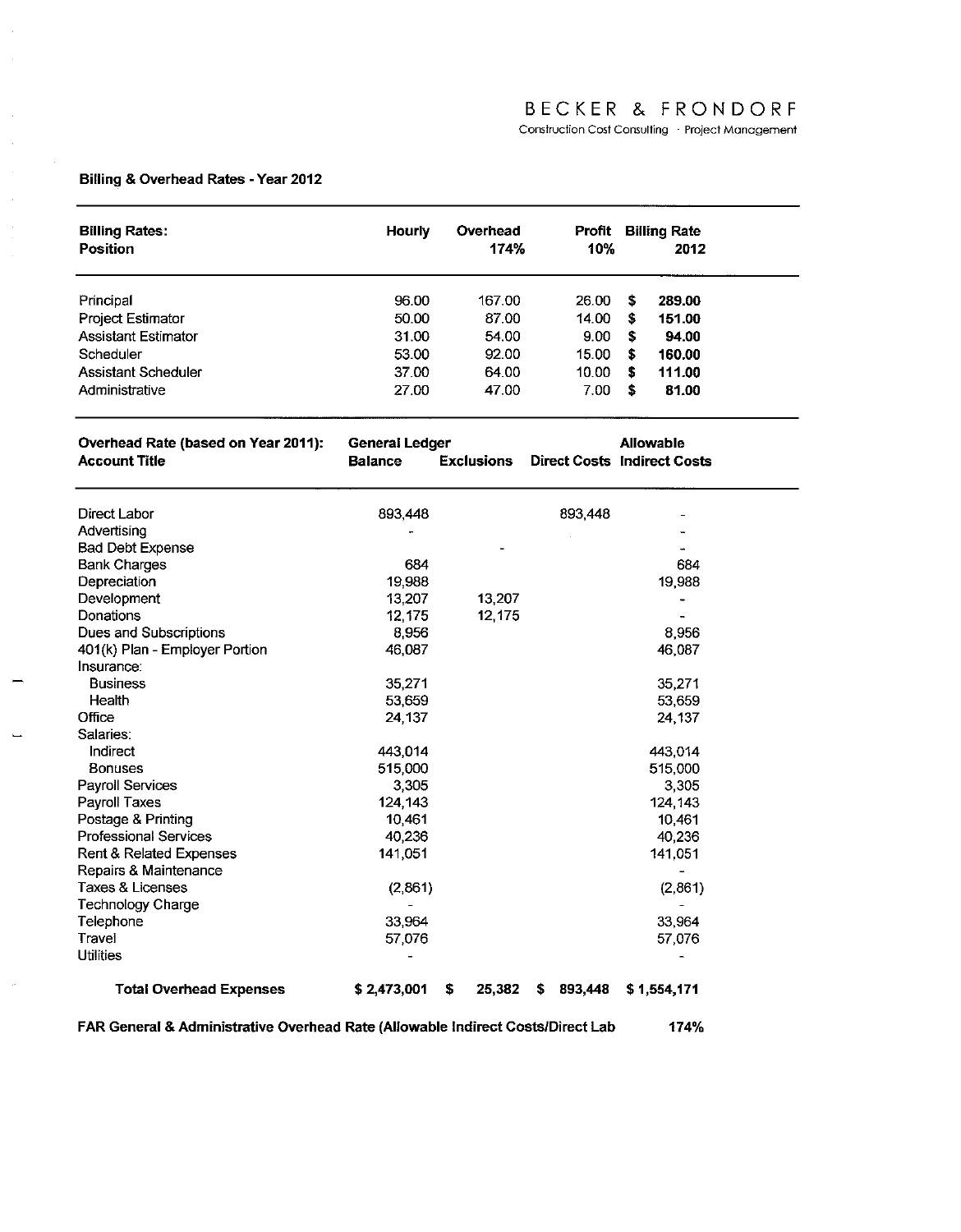BECKER & FRONDORF

Construction Cost Consulting · Project Management

**Billing & Overhead Rates - Year 2012**

| **Billing Rates: Position** | **Hourly** | **Overhead 174%** | **Profit 10%** | **Billing Rate 2012** |
|---|---|---|---|---|
| Principal | 96.00 | 167.00 | 26.00 | $ **289.00** |
| Project Estimator | 50.00 | 87.00 | 14.00 | $ **151.00** |
| Assistant Estimator | 31.00 | 54.00 | 9.00 | $ **94.00** |
| Scheduler | 53.00 | 92.00 | 15.00 | $ **160.00** |
| Assistant Scheduler | 37.00 | 64.00 | 10.00 | $ **111.00** |
| Administrative | 27.00 | 47.00 | 7.00 | $ **81.00** |

| **Overhead Rate (based on Year 2011): Account Title** | **General Ledger Balance** | **Exclusions** | **Direct Costs** | **Allowable Indirect Costs** |
|---|---|---|---|---|
| Direct Labor | 893,448 | | 893,448 | - |
| Advertising | - | | | - |
| Bad Debt Expense | | - | | - |
| Bank Charges | 684 | | | 684 |
| Depreciation | 19,988 | | | 19,988 |
| Development | 13,207 | 13,207 | | - |
| Donations | 12,175 | 12,175 | | - |
| Dues and Subscriptions | 8,956 | | | 8,956 |
| 401(k) Plan - Employer Portion | 46,087 | | | 46,087 |
| Insurance: | | | | |
| Business | 35,271 | | | 35,271 |
| Health | 53,659 | | | 53,659 |
| Office | 24,137 | | | 24,137 |
| Salaries: | | | | |
| Indirect | 443,014 | | | 443,014 |
| Bonuses | 515,000 | | | 515,000 |
| Payroll Services | 3,305 | | | 3,305 |
| Payroll Taxes | 124,143 | | | 124,143 |
| Postage & Printing | 10,461 | | | 10,461 |
| Professional Services | 40,236 | | | 40,236 |
| Rent & Related Expenses | 141,051 | | | 141,051 |
| Repairs & Maintenance | | | | - |
| Taxes & Licenses | (2,861) | | | (2,861) |
| Technology Charge | - | | | - |
| Telephone | 33,964 | | | 33,964 |
| Travel | 57,076 | | | 57,076 |
| Utilities | - | | | - |
| **Total Overhead Expenses** | **$ 2,473,001** | **$ 25,382** | **$ 893,448** | **$ 1,554,171** |

**FAR General & Administrative Overhead Rate (Allowable Indirect Costs/Direct Lab** **174%**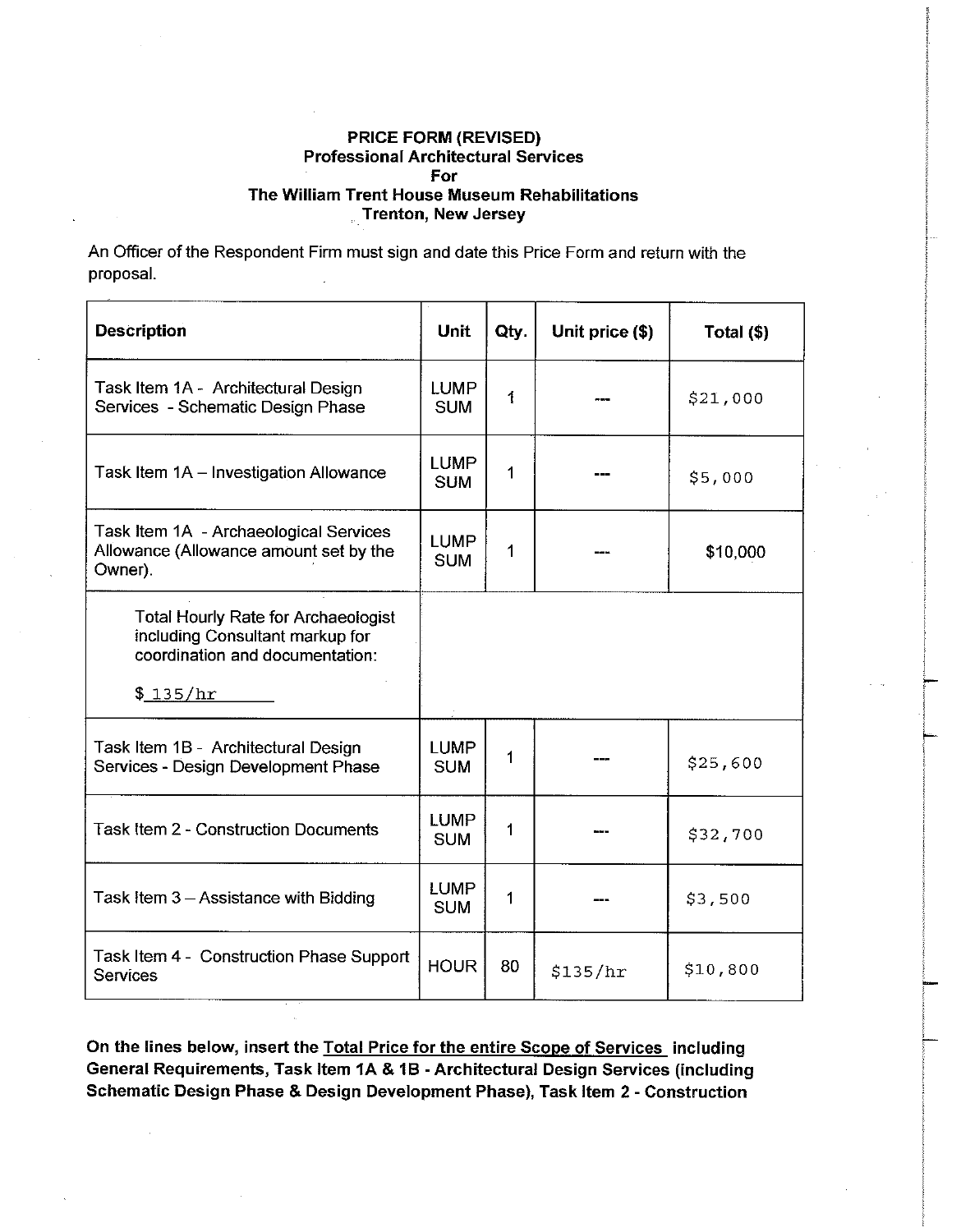**PRICE FORM (REVISED)**
**Professional Architectural Services**
**For**
**The William Trent House Museum Rehabilitations**
**Trenton, New Jersey**

An Officer of the Respondent Firm must sign and date this Price Form and return with the proposal.

| Description | Unit | Qty. | Unit price ($) | Total ($) |
|---|---|---|---|---|
| Task Item 1A - Architectural Design Services - Schematic Design Phase | LUMP SUM | 1 | --- | $21,000 |
| Task Item 1A – Investigation Allowance | LUMP SUM | 1 | --- | $5,000 |
| Task Item 1A - Archaeological Services Allowance (Allowance amount set by the Owner). | LUMP SUM | 1 | --- | $10,000 |
| Total Hourly Rate for Archaeologist including Consultant markup for coordination and documentation: $ 135/hr | | | | |
| Task Item 1B - Architectural Design Services - Design Development Phase | LUMP SUM | 1 | --- | $25,600 |
| Task Item 2 - Construction Documents | LUMP SUM | 1 | --- | $32,700 |
| Task Item 3 – Assistance with Bidding | LUMP SUM | 1 | --- | $3,500 |
| Task Item 4 - Construction Phase Support Services | HOUR | 80 | $135/hr | $10,800 |

**On the lines below, insert the Total Price for the entire Scope of Services including General Requirements, Task Item 1A & 1B - Architectural Design Services (including Schematic Design Phase & Design Development Phase), Task Item 2 - Construction**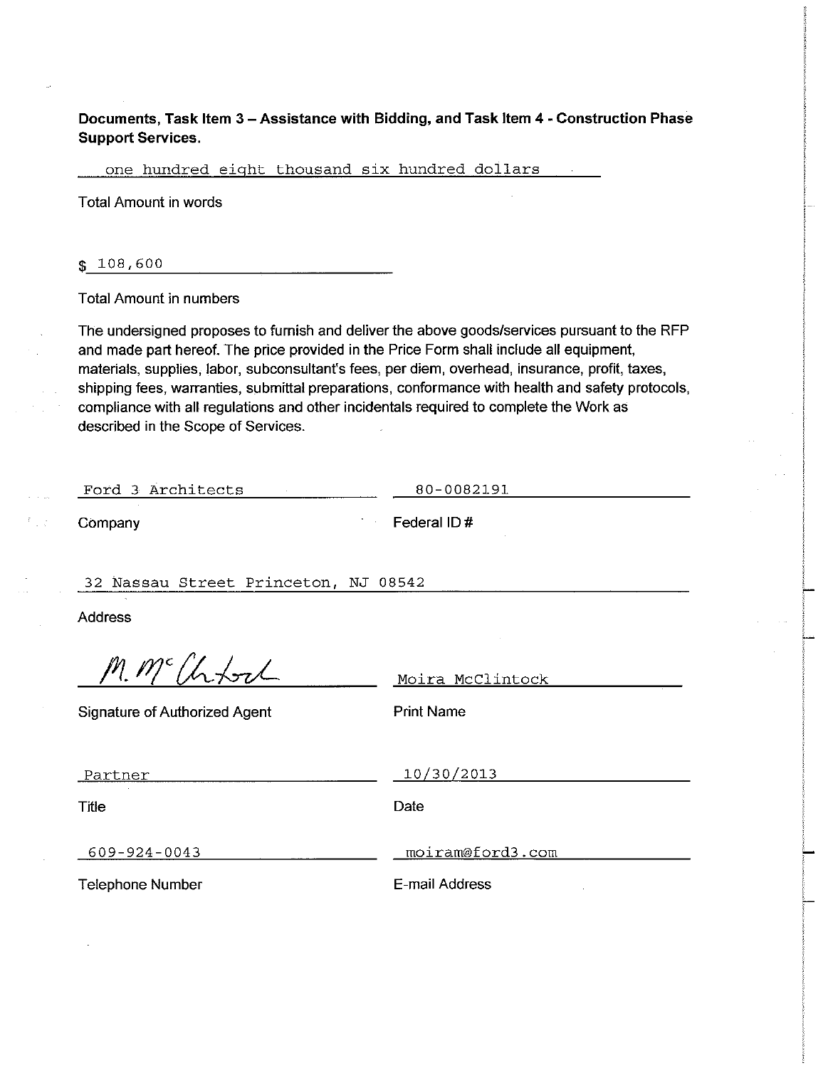**Documents, Task Item 3 – Assistance with Bidding, and Task Item 4 - Construction Phase Support Services.**

one hundred eight thousand six hundred dollars

Total Amount in words

$ 108,600

Total Amount in numbers

The undersigned proposes to furnish and deliver the above goods/services pursuant to the RFP and made part hereof. The price provided in the Price Form shall include all equipment, materials, supplies, labor, subconsultant's fees, per diem, overhead, insurance, profit, taxes, shipping fees, warranties, submittal preparations, conformance with health and safety protocols, compliance with all regulations and other incidentals required to complete the Work as described in the Scope of Services.

Ford 3 Architects

Company

80-0082191

Federal ID #

32 Nassau Street Princeton, NJ 08542

Address

M. McClintock

Signature of Authorized Agent

Moira McClintock

Print Name

Partner

Title

10/30/2013

Date

609-924-0043

Telephone Number

moiram@ford3.com

E-mail Address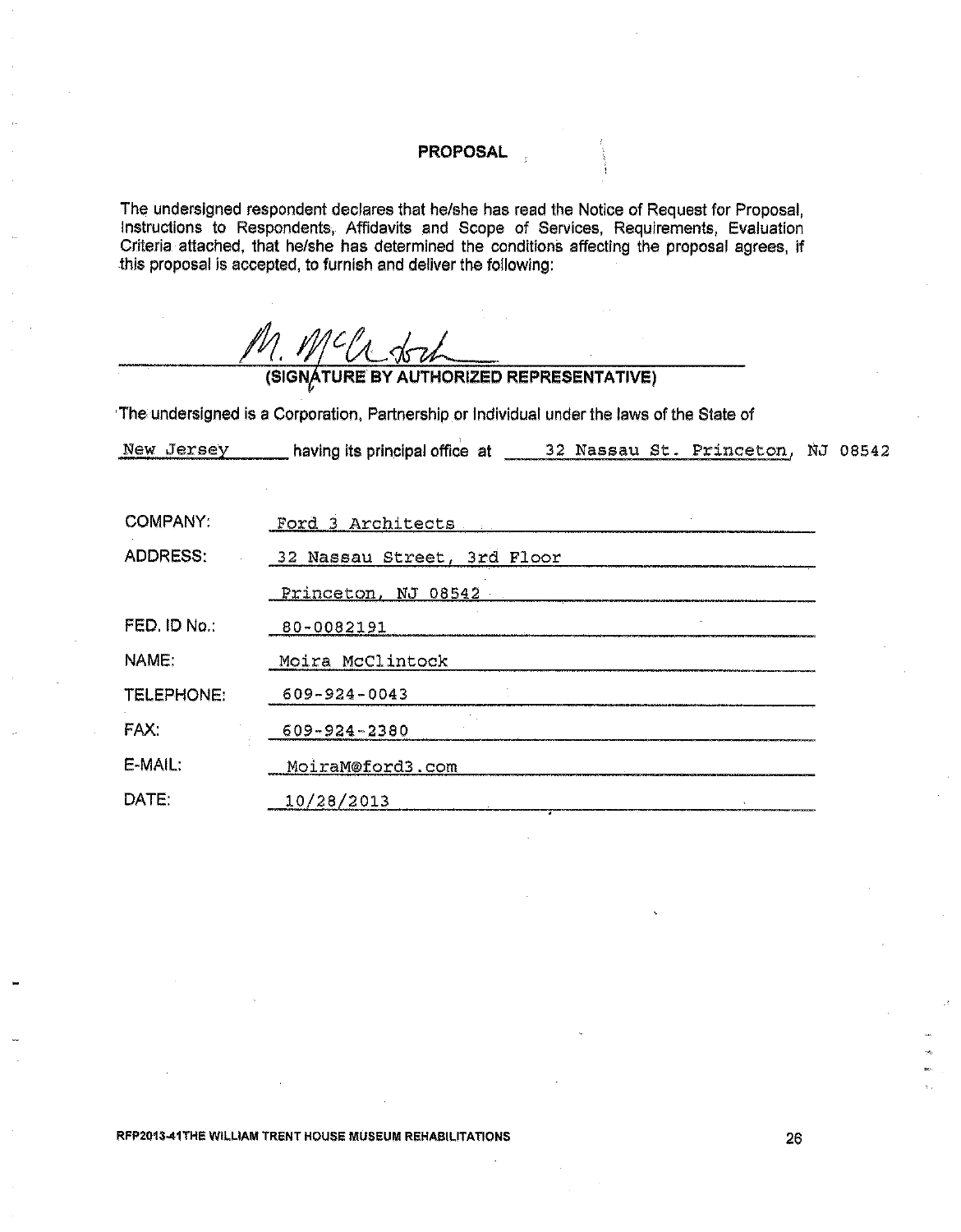## PROPOSAL

The undersigned respondent declares that he/she has read the Notice of Request for Proposal, Instructions to Respondents, Affidavits and Scope of Services, Requirements, Evaluation Criteria attached, that he/she has determined the conditions affecting the proposal agrees, if this proposal is accepted, to furnish and deliver the following:

M. McClintock

**(SIGNATURE BY AUTHORIZED REPRESENTATIVE)**

The undersigned is a Corporation, Partnership or Individual under the laws of the State of New Jersey having its principal office at 32 Nassau St. Princeton, NJ 08542

| | |
|---|---|
| COMPANY: | Ford 3 Architects |
| ADDRESS: | 32 Nassau Street, 3rd Floor |
| | Princeton, NJ 08542 |
| FED. ID No.: | 80-0082191 |
| NAME: | Moira McClintock |
| TELEPHONE: | 609-924-0043 |
| FAX: | 609-924-2380 |
| E-MAIL: | MoiraM@ford3.com |
| DATE: | 10/28/2013 |

RFP2013-41 THE WILLIAM TRENT HOUSE MUSEUM REHABILITATIONS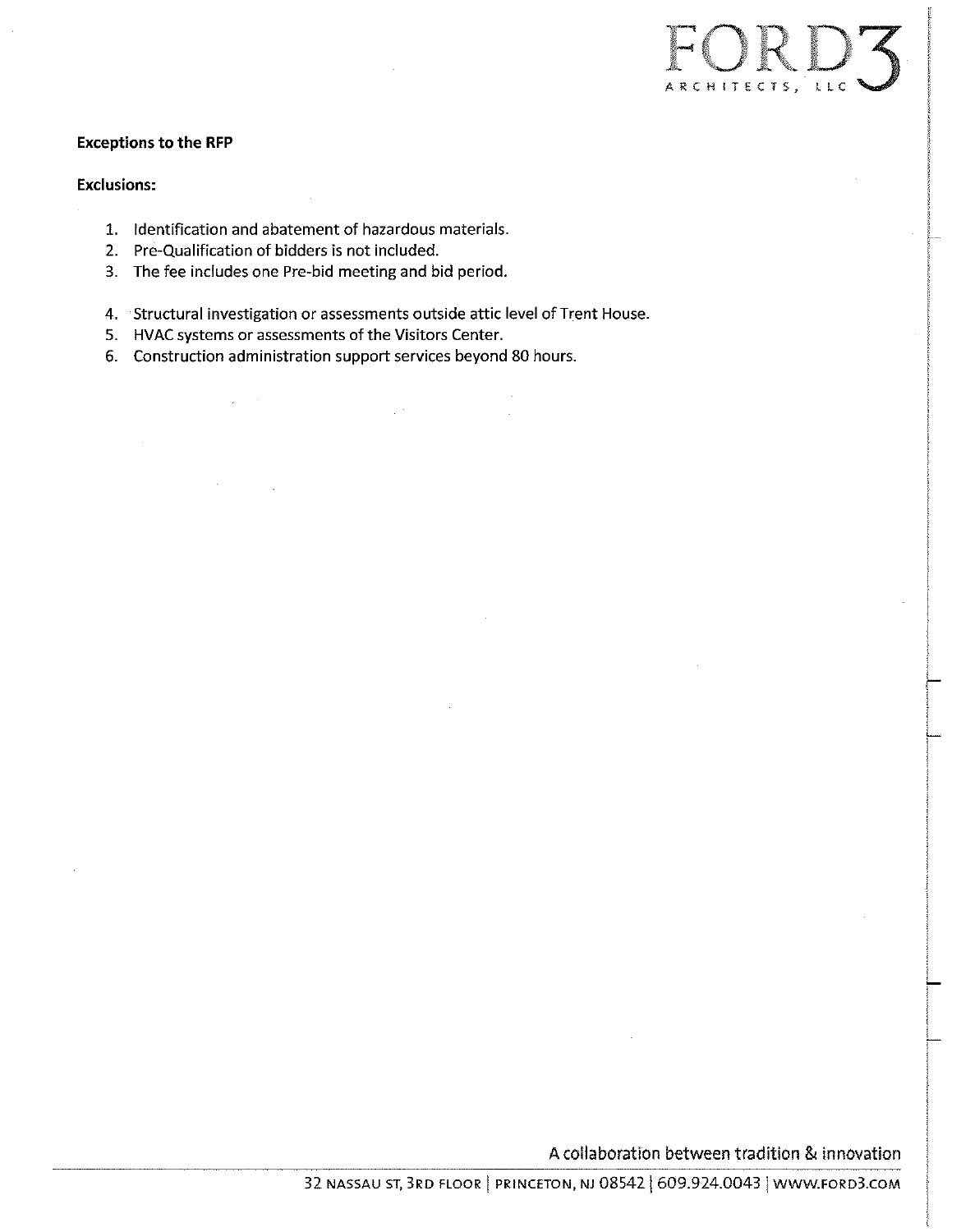**Exceptions to the RFP**

**Exclusions:**

1. Identification and abatement of hazardous materials.
2. Pre-Qualification of bidders is not included.
3. The fee includes one Pre-bid meeting and bid period.

4. Structural investigation or assessments outside attic level of Trent House.
5. HVAC systems or assessments of the Visitors Center.
6. Construction administration support services beyond 80 hours.